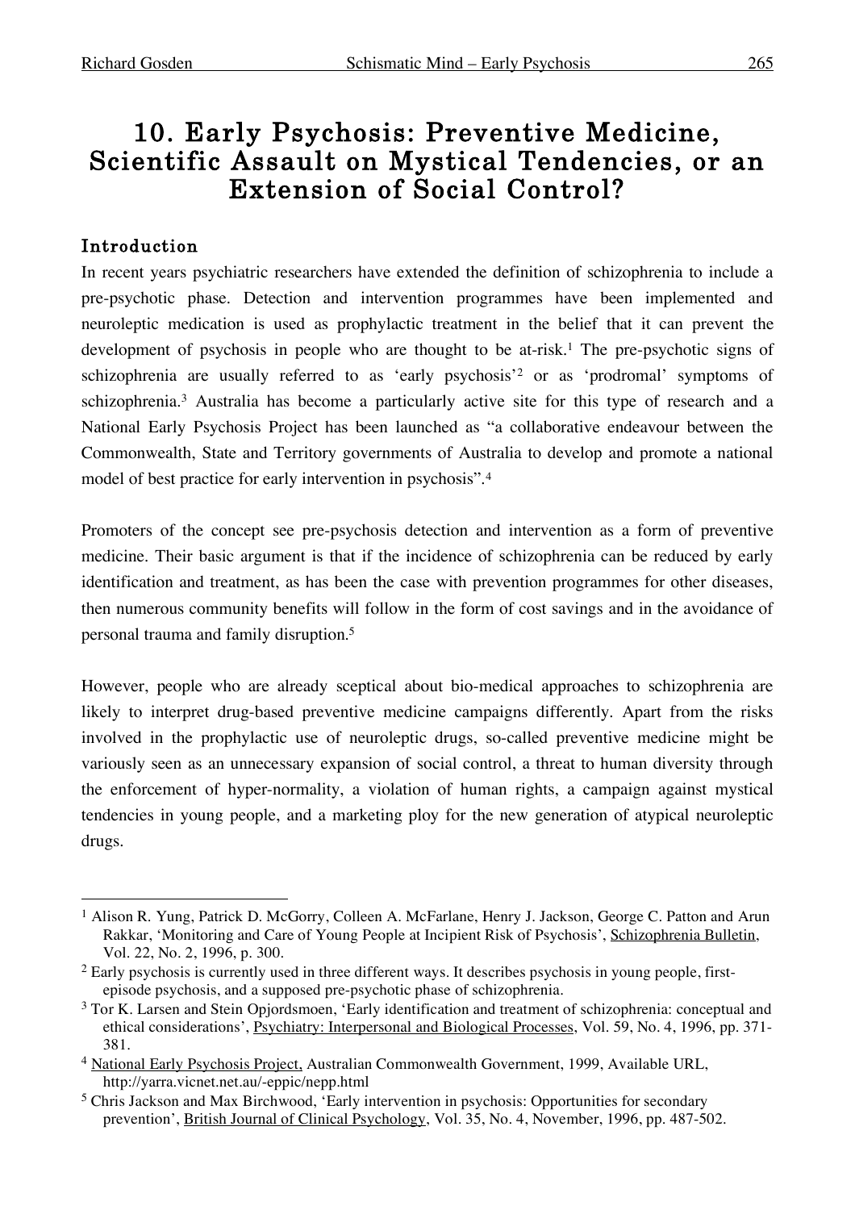# 10. Early Psychosis: Preventive Medicine, Scientific Assault on Mystical Tendencies, or an Extension of Social Control?

## Introduction

In recent years psychiatric researchers have extended the definition of schizophrenia to include a pre-psychotic phase. Detection and intervention programmes have been implemented and neuroleptic medication is used as prophylactic treatment in the belief that it can prevent the development of psychosis in people who are thought to be at-risk.[1] The pre-psychotic signs of schizophrenia are usually referred to as 'early psychosis'[2] or as 'prodromal' symptoms of schizophrenia.[3] Australia has become a particularly active site for this type of research and a National Early Psychosis Project has been launched as "a collaborative endeavour between the Commonwealth, State and Territory governments of Australia to develop and promote a national model of best practice for early intervention in psychosis".[4]

Promoters of the concept see pre-psychosis detection and intervention as a form of preventive medicine. Their basic argument is that if the incidence of schizophrenia can be reduced by early identification and treatment, as has been the case with prevention programmes for other diseases, then numerous community benefits will follow in the form of cost savings and in the avoidance of personal trauma and family disruption.[5]

However, people who are already sceptical about bio-medical approaches to schizophrenia are likely to interpret drug-based preventive medicine campaigns differently. Apart from the risks involved in the prophylactic use of neuroleptic drugs, so-called preventive medicine might be variously seen as an unnecessary expansion of social control, a threat to human diversity through the enforcement of hyper-normality, a violation of human rights, a campaign against mystical tendencies in young people, and a marketing ploy for the new generation of atypical neuroleptic drugs.

---

[1] Alison R. Yung, Patrick D. McGorry, Colleen A. McFarlane, Henry J. Jackson, George C. Patton and Arun Rakkar, 'Monitoring and Care of Young People at Incipient Risk of Psychosis', Schizophrenia Bulletin, Vol. 22, No. 2, 1996, p. 300.

[2] Early psychosis is currently used in three different ways. It describes psychosis in young people, first-episode psychosis, and a supposed pre-psychotic phase of schizophrenia.

[3] Tor K. Larsen and Stein Opjordsmoen, 'Early identification and treatment of schizophrenia: conceptual and ethical considerations', Psychiatry: Interpersonal and Biological Processes, Vol. 59, No. 4, 1996, pp. 371-381.

[4] National Early Psychosis Project, Australian Commonwealth Government, 1999, Available URL, http://yarra.vicnet.net.au/-eppic/nepp.html

[5] Chris Jackson and Max Birchwood, 'Early intervention in psychosis: Opportunities for secondary prevention', British Journal of Clinical Psychology, Vol. 35, No. 4, November, 1996, pp. 487-502.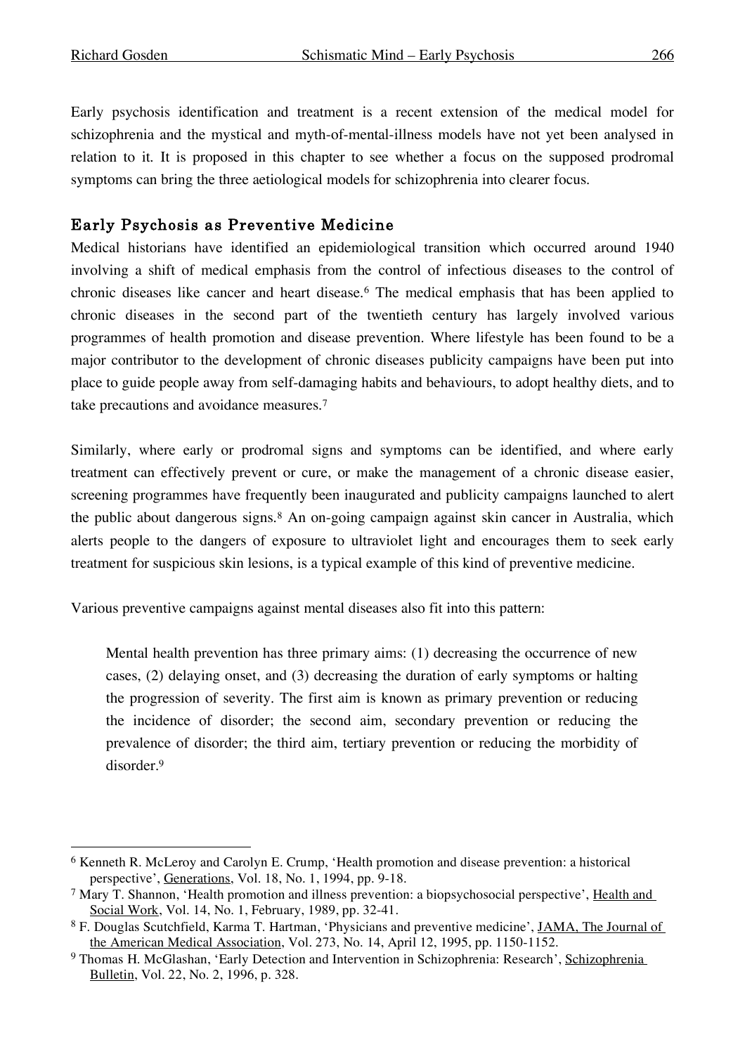Early psychosis identification and treatment is a recent extension of the medical model for schizophrenia and the mystical and myth-of-mental-illness models have not yet been analysed in relation to it. It is proposed in this chapter to see whether a focus on the supposed prodromal symptoms can bring the three aetiological models for schizophrenia into clearer focus.

## Early Psychosis as Preventive Medicine

Medical historians have identified an epidemiological transition which occurred around 1940 involving a shift of medical emphasis from the control of infectious diseases to the control of chronic diseases like cancer and heart disease.[6] The medical emphasis that has been applied to chronic diseases in the second part of the twentieth century has largely involved various programmes of health promotion and disease prevention. Where lifestyle has been found to be a major contributor to the development of chronic diseases publicity campaigns have been put into place to guide people away from self-damaging habits and behaviours, to adopt healthy diets, and to take precautions and avoidance measures.[7]

Similarly, where early or prodromal signs and symptoms can be identified, and where early treatment can effectively prevent or cure, or make the management of a chronic disease easier, screening programmes have frequently been inaugurated and publicity campaigns launched to alert the public about dangerous signs.[8] An on-going campaign against skin cancer in Australia, which alerts people to the dangers of exposure to ultraviolet light and encourages them to seek early treatment for suspicious skin lesions, is a typical example of this kind of preventive medicine.

Various preventive campaigns against mental diseases also fit into this pattern:

> Mental health prevention has three primary aims: (1) decreasing the occurrence of new cases, (2) delaying onset, and (3) decreasing the duration of early symptoms or halting the progression of severity. The first aim is known as primary prevention or reducing the incidence of disorder; the second aim, secondary prevention or reducing the prevalence of disorder; the third aim, tertiary prevention or reducing the morbidity of disorder.[9]

---

[6] Kenneth R. McLeroy and Carolyn E. Crump, 'Health promotion and disease prevention: a historical perspective', Generations, Vol. 18, No. 1, 1994, pp. 9-18.

[7] Mary T. Shannon, 'Health promotion and illness prevention: a biopsychosocial perspective', Health and Social Work, Vol. 14, No. 1, February, 1989, pp. 32-41.

[8] F. Douglas Scutchfield, Karma T. Hartman, 'Physicians and preventive medicine', JAMA, The Journal of the American Medical Association, Vol. 273, No. 14, April 12, 1995, pp. 1150-1152.

[9] Thomas H. McGlashan, 'Early Detection and Intervention in Schizophrenia: Research', Schizophrenia Bulletin, Vol. 22, No. 2, 1996, p. 328.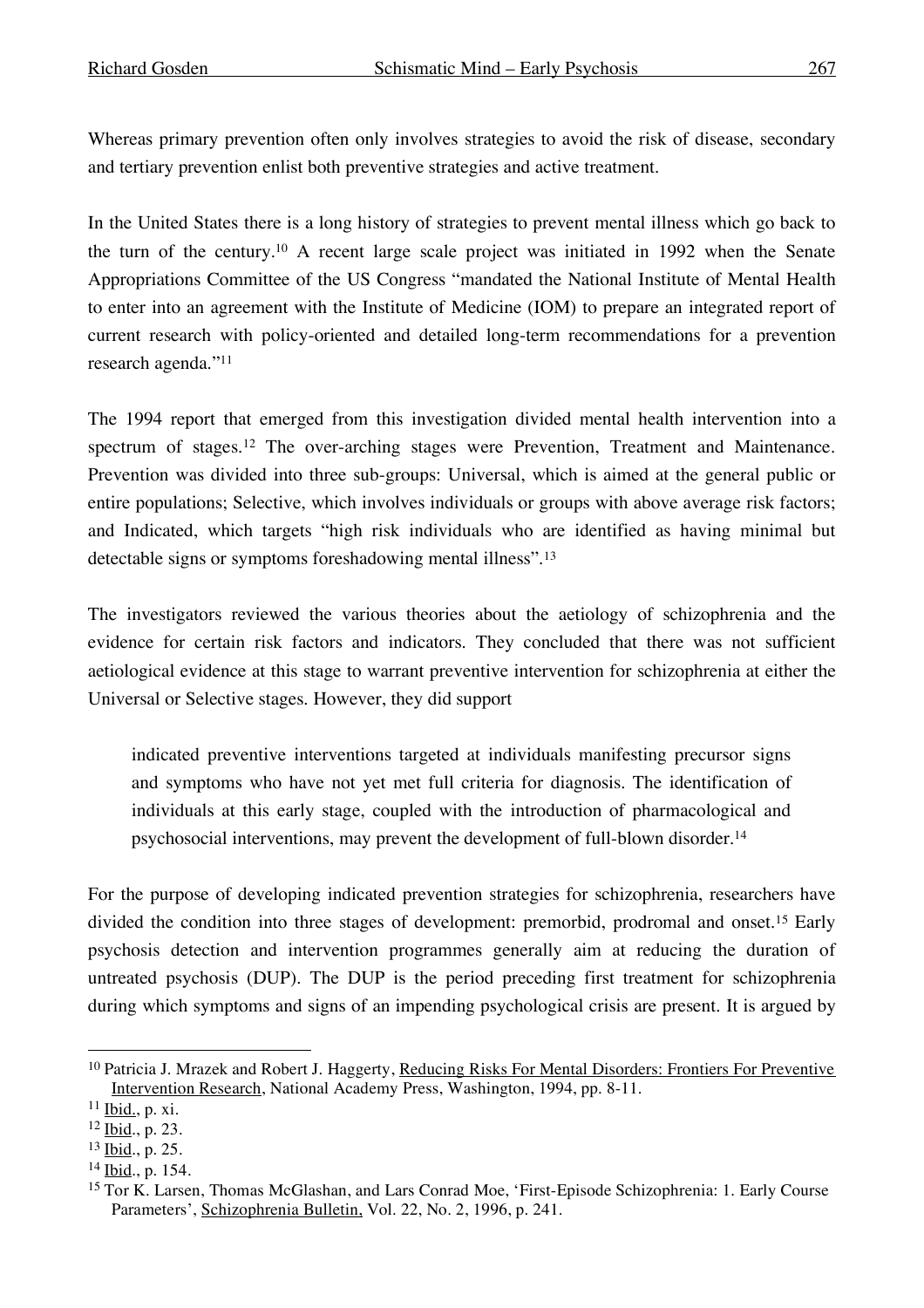Whereas primary prevention often only involves strategies to avoid the risk of disease, secondary and tertiary prevention enlist both preventive strategies and active treatment.

In the United States there is a long history of strategies to prevent mental illness which go back to the turn of the century.[10] A recent large scale project was initiated in 1992 when the Senate Appropriations Committee of the US Congress "mandated the National Institute of Mental Health to enter into an agreement with the Institute of Medicine (IOM) to prepare an integrated report of current research with policy-oriented and detailed long-term recommendations for a prevention research agenda."[11]

The 1994 report that emerged from this investigation divided mental health intervention into a spectrum of stages.[12] The over-arching stages were Prevention, Treatment and Maintenance. Prevention was divided into three sub-groups: Universal, which is aimed at the general public or entire populations; Selective, which involves individuals or groups with above average risk factors; and Indicated, which targets "high risk individuals who are identified as having minimal but detectable signs or symptoms foreshadowing mental illness".[13]

The investigators reviewed the various theories about the aetiology of schizophrenia and the evidence for certain risk factors and indicators. They concluded that there was not sufficient aetiological evidence at this stage to warrant preventive intervention for schizophrenia at either the Universal or Selective stages. However, they did support

> indicated preventive interventions targeted at individuals manifesting precursor signs and symptoms who have not yet met full criteria for diagnosis. The identification of individuals at this early stage, coupled with the introduction of pharmacological and psychosocial interventions, may prevent the development of full-blown disorder.[14]

For the purpose of developing indicated prevention strategies for schizophrenia, researchers have divided the condition into three stages of development: premorbid, prodromal and onset.[15] Early psychosis detection and intervention programmes generally aim at reducing the duration of untreated psychosis (DUP). The DUP is the period preceding first treatment for schizophrenia during which symptoms and signs of an impending psychological crisis are present. It is argued by

---

[10] Patricia J. Mrazek and Robert J. Haggerty, Reducing Risks For Mental Disorders: Frontiers For Preventive Intervention Research, National Academy Press, Washington, 1994, pp. 8-11.

[11] Ibid., p. xi.

[12] Ibid., p. 23.

[13] Ibid., p. 25.

[14] Ibid., p. 154.

[15] Tor K. Larsen, Thomas McGlashan, and Lars Conrad Moe, 'First-Episode Schizophrenia: 1. Early Course Parameters', Schizophrenia Bulletin, Vol. 22, No. 2, 1996, p. 241.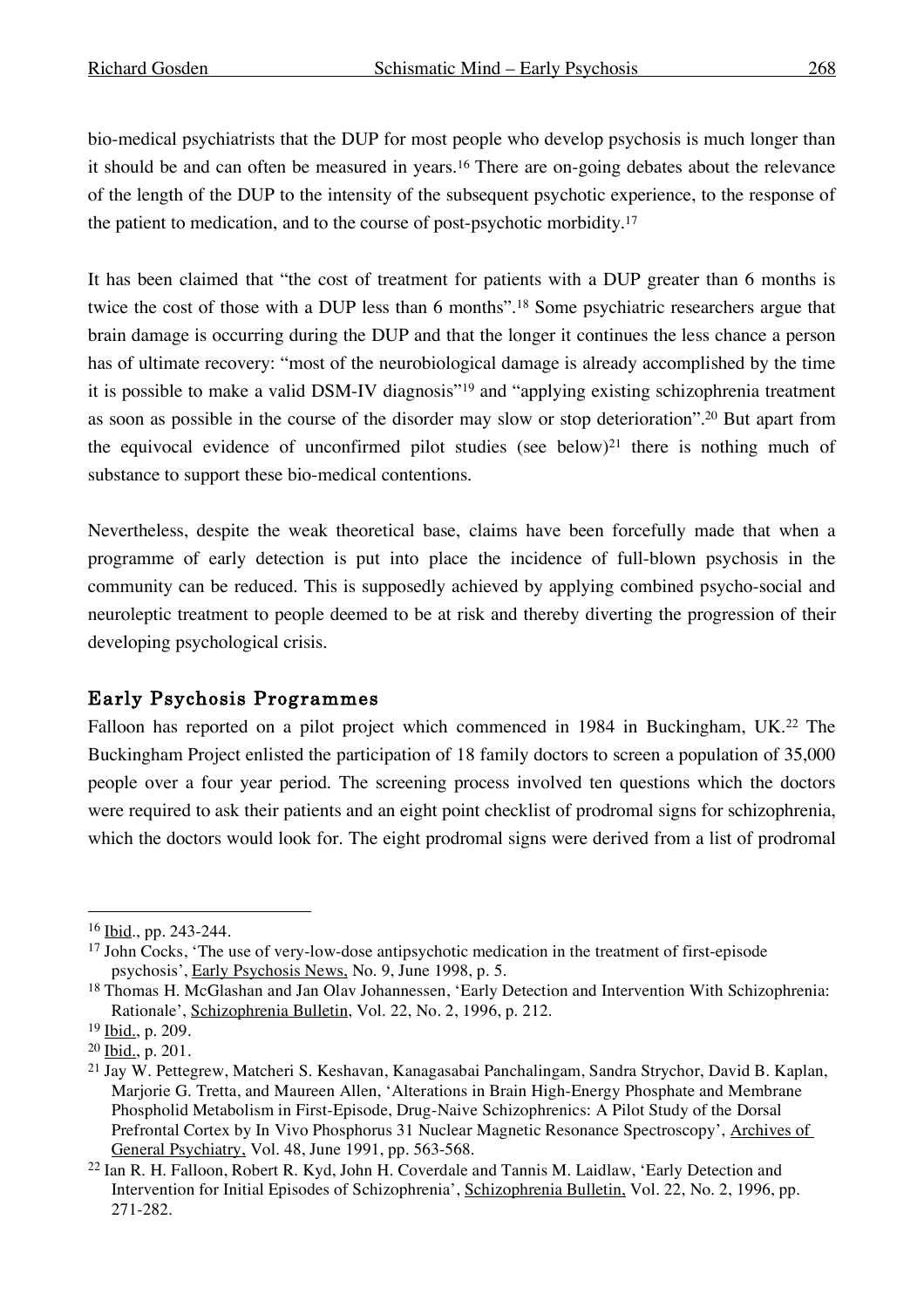bio-medical psychiatrists that the DUP for most people who develop psychosis is much longer than it should be and can often be measured in years.[16] There are on-going debates about the relevance of the length of the DUP to the intensity of the subsequent psychotic experience, to the response of the patient to medication, and to the course of post-psychotic morbidity.[17]

It has been claimed that "the cost of treatment for patients with a DUP greater than 6 months is twice the cost of those with a DUP less than 6 months".[18] Some psychiatric researchers argue that brain damage is occurring during the DUP and that the longer it continues the less chance a person has of ultimate recovery: "most of the neurobiological damage is already accomplished by the time it is possible to make a valid DSM-IV diagnosis"[19] and "applying existing schizophrenia treatment as soon as possible in the course of the disorder may slow or stop deterioration".[20] But apart from the equivocal evidence of unconfirmed pilot studies (see below)[21] there is nothing much of substance to support these bio-medical contentions.

Nevertheless, despite the weak theoretical base, claims have been forcefully made that when a programme of early detection is put into place the incidence of full-blown psychosis in the community can be reduced. This is supposedly achieved by applying combined psycho-social and neuroleptic treatment to people deemed to be at risk and thereby diverting the progression of their developing psychological crisis.

## Early Psychosis Programmes

Falloon has reported on a pilot project which commenced in 1984 in Buckingham, UK.[22] The Buckingham Project enlisted the participation of 18 family doctors to screen a population of 35,000 people over a four year period. The screening process involved ten questions which the doctors were required to ask their patients and an eight point checklist of prodromal signs for schizophrenia, which the doctors would look for. The eight prodromal signs were derived from a list of prodromal

---

[16] Ibid., pp. 243-244.

[17] John Cocks, 'The use of very-low-dose antipsychotic medication in the treatment of first-episode psychosis', Early Psychosis News, No. 9, June 1998, p. 5.

[18] Thomas H. McGlashan and Jan Olav Johannessen, 'Early Detection and Intervention With Schizophrenia: Rationale', Schizophrenia Bulletin, Vol. 22, No. 2, 1996, p. 212.

[19] Ibid., p. 209.

[20] Ibid., p. 201.

[21] Jay W. Pettegrew, Matcheri S. Keshavan, Kanagasabai Panchalingam, Sandra Strychor, David B. Kaplan, Marjorie G. Tretta, and Maureen Allen, 'Alterations in Brain High-Energy Phosphate and Membrane Phospholid Metabolism in First-Episode, Drug-Naive Schizophrenics: A Pilot Study of the Dorsal Prefrontal Cortex by In Vivo Phosphorus 31 Nuclear Magnetic Resonance Spectroscopy', Archives of General Psychiatry, Vol. 48, June 1991, pp. 563-568.

[22] Ian R. H. Falloon, Robert R. Kyd, John H. Coverdale and Tannis M. Laidlaw, 'Early Detection and Intervention for Initial Episodes of Schizophrenia', Schizophrenia Bulletin, Vol. 22, No. 2, 1996, pp. 271-282.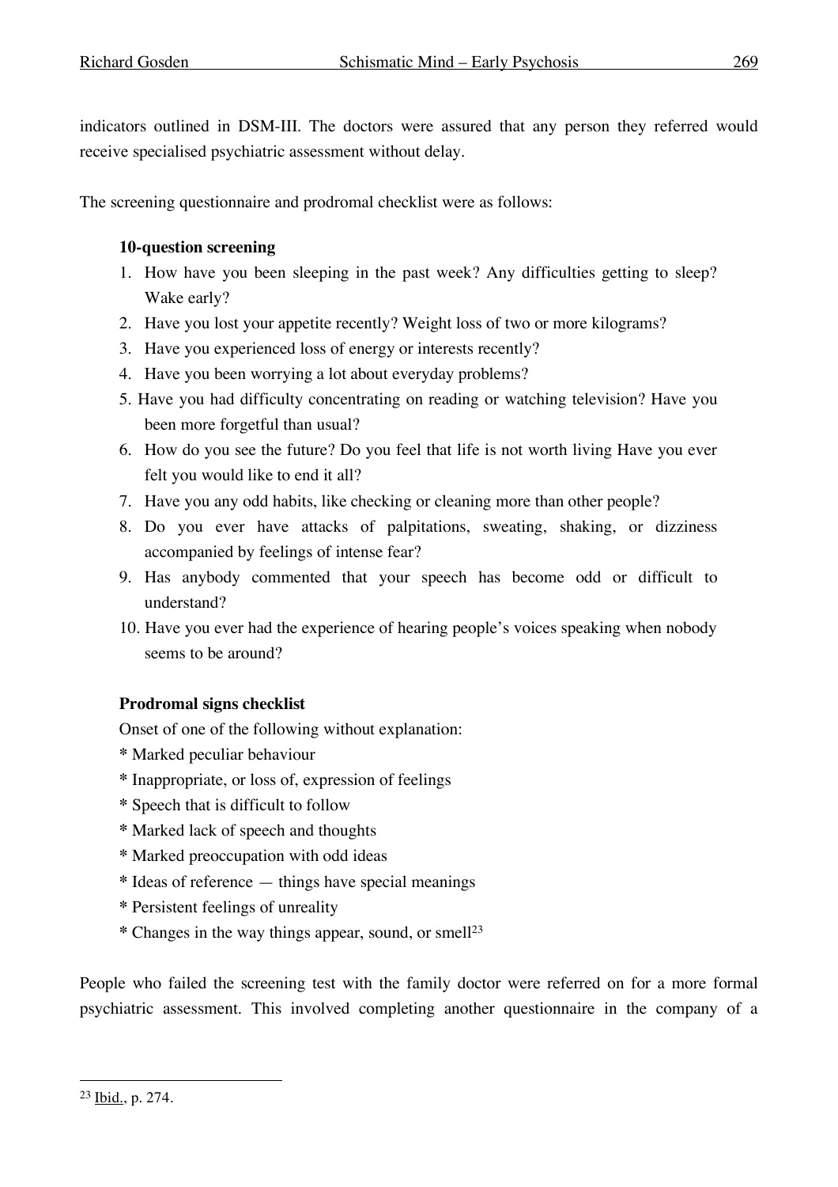indicators outlined in DSM-III. The doctors were assured that any person they referred would receive specialised psychiatric assessment without delay.

The screening questionnaire and prodromal checklist were as follows:

**10-question screening**

1. How have you been sleeping in the past week? Any difficulties getting to sleep? Wake early?
2. Have you lost your appetite recently? Weight loss of two or more kilograms?
3. Have you experienced loss of energy or interests recently?
4. Have you been worrying a lot about everyday problems?
5. Have you had difficulty concentrating on reading or watching television? Have you been more forgetful than usual?
6. How do you see the future? Do you feel that life is not worth living Have you ever felt you would like to end it all?
7. Have you any odd habits, like checking or cleaning more than other people?
8. Do you ever have attacks of palpitations, sweating, shaking, or dizziness accompanied by feelings of intense fear?
9. Has anybody commented that your speech has become odd or difficult to understand?
10. Have you ever had the experience of hearing people's voices speaking when nobody seems to be around?

**Prodromal signs checklist**

Onset of one of the following without explanation:

* Marked peculiar behaviour
* Inappropriate, or loss of, expression of feelings
* Speech that is difficult to follow
* Marked lack of speech and thoughts
* Marked preoccupation with odd ideas
* Ideas of reference — things have special meanings
* Persistent feelings of unreality
* Changes in the way things appear, sound, or smell[23]

People who failed the screening test with the family doctor were referred on for a more formal psychiatric assessment. This involved completing another questionnaire in the company of a

[23] Ibid., p. 274.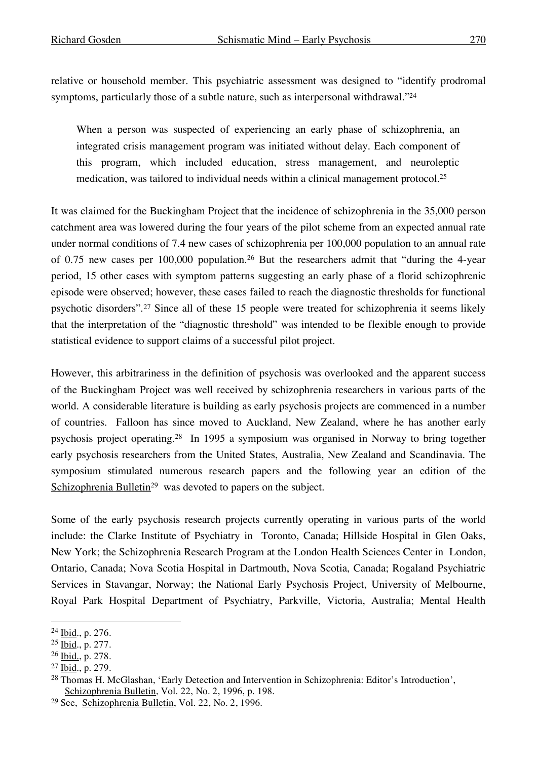relative or household member. This psychiatric assessment was designed to "identify prodromal symptoms, particularly those of a subtle nature, such as interpersonal withdrawal."[24]

> When a person was suspected of experiencing an early phase of schizophrenia, an integrated crisis management program was initiated without delay. Each component of this program, which included education, stress management, and neuroleptic medication, was tailored to individual needs within a clinical management protocol.[25]

It was claimed for the Buckingham Project that the incidence of schizophrenia in the 35,000 person catchment area was lowered during the four years of the pilot scheme from an expected annual rate under normal conditions of 7.4 new cases of schizophrenia per 100,000 population to an annual rate of 0.75 new cases per 100,000 population.[26] But the researchers admit that "during the 4-year period, 15 other cases with symptom patterns suggesting an early phase of a florid schizophrenic episode were observed; however, these cases failed to reach the diagnostic thresholds for functional psychotic disorders".[27] Since all of these 15 people were treated for schizophrenia it seems likely that the interpretation of the "diagnostic threshold" was intended to be flexible enough to provide statistical evidence to support claims of a successful pilot project.

However, this arbitrariness in the definition of psychosis was overlooked and the apparent success of the Buckingham Project was well received by schizophrenia researchers in various parts of the world. A considerable literature is building as early psychosis projects are commenced in a number of countries. Falloon has since moved to Auckland, New Zealand, where he has another early psychosis project operating.[28] In 1995 a symposium was organised in Norway to bring together early psychosis researchers from the United States, Australia, New Zealand and Scandinavia. The symposium stimulated numerous research papers and the following year an edition of the Schizophrenia Bulletin[29] was devoted to papers on the subject.

Some of the early psychosis research projects currently operating in various parts of the world include: the Clarke Institute of Psychiatry in Toronto, Canada; Hillside Hospital in Glen Oaks, New York; the Schizophrenia Research Program at the London Health Sciences Center in London, Ontario, Canada; Nova Scotia Hospital in Dartmouth, Nova Scotia, Canada; Rogaland Psychiatric Services in Stavangar, Norway; the National Early Psychosis Project, University of Melbourne, Royal Park Hospital Department of Psychiatry, Parkville, Victoria, Australia; Mental Health

---

[24] Ibid., p. 276.

[25] Ibid., p. 277.

[26] Ibid., p. 278.

[27] Ibid., p. 279.

[28] Thomas H. McGlashan, 'Early Detection and Intervention in Schizophrenia: Editor's Introduction', Schizophrenia Bulletin, Vol. 22, No. 2, 1996, p. 198.

[29] See, Schizophrenia Bulletin, Vol. 22, No. 2, 1996.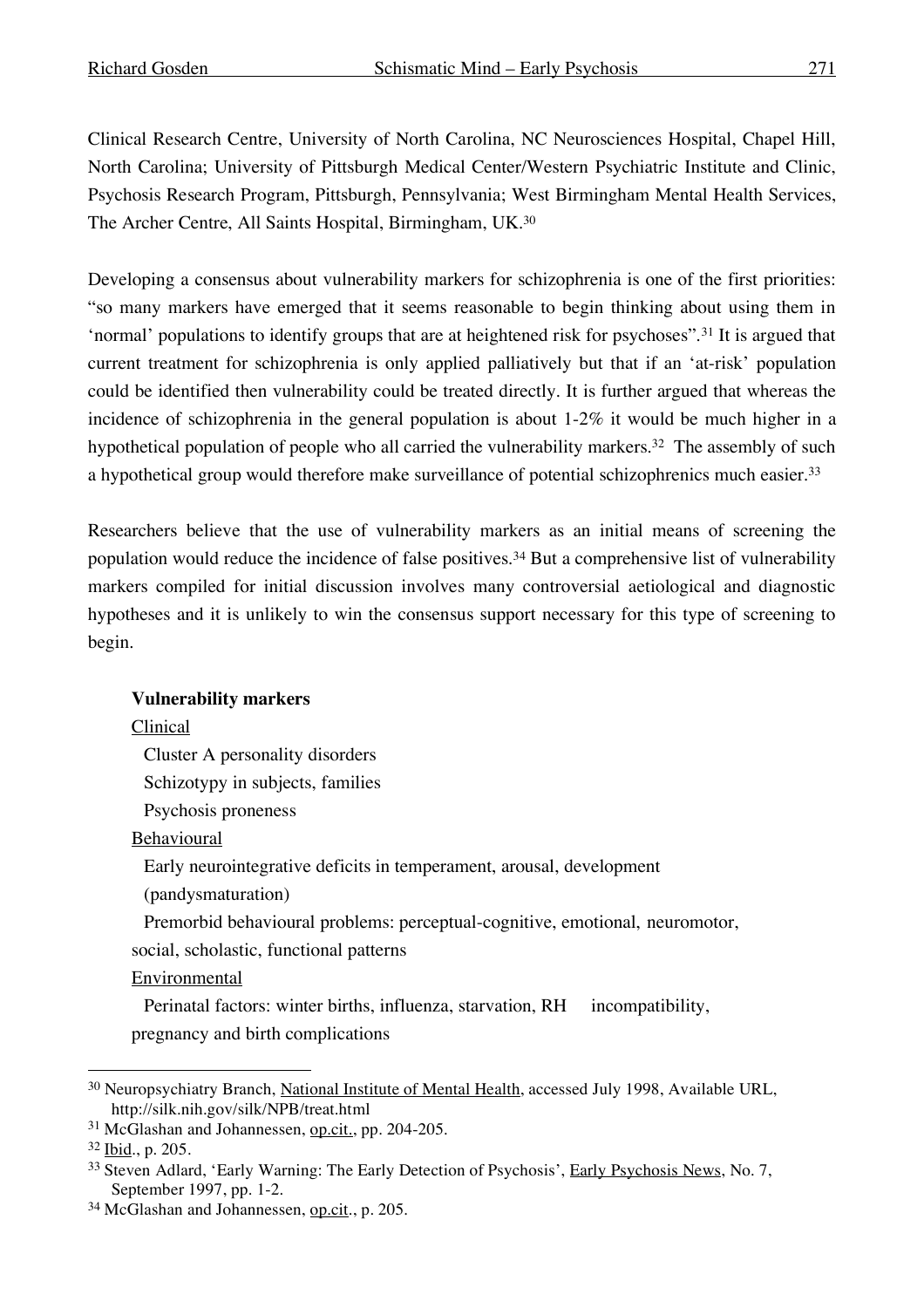Clinical Research Centre, University of North Carolina, NC Neurosciences Hospital, Chapel Hill, North Carolina; University of Pittsburgh Medical Center/Western Psychiatric Institute and Clinic, Psychosis Research Program, Pittsburgh, Pennsylvania; West Birmingham Mental Health Services, The Archer Centre, All Saints Hospital, Birmingham, UK.[30]

Developing a consensus about vulnerability markers for schizophrenia is one of the first priorities: "so many markers have emerged that it seems reasonable to begin thinking about using them in 'normal' populations to identify groups that are at heightened risk for psychoses".[31] It is argued that current treatment for schizophrenia is only applied palliatively but that if an 'at-risk' population could be identified then vulnerability could be treated directly. It is further argued that whereas the incidence of schizophrenia in the general population is about 1-2% it would be much higher in a hypothetical population of people who all carried the vulnerability markers.[32] The assembly of such a hypothetical group would therefore make surveillance of potential schizophrenics much easier.[33]

Researchers believe that the use of vulnerability markers as an initial means of screening the population would reduce the incidence of false positives.[34] But a comprehensive list of vulnerability markers compiled for initial discussion involves many controversial aetiological and diagnostic hypotheses and it is unlikely to win the consensus support necessary for this type of screening to begin.

**Vulnerability markers**

Clinical

Cluster A personality disorders
Schizotypy in subjects, families
Psychosis proneness

Behavioural

Early neurointegrative deficits in temperament, arousal, development (pandysmaturation)
Premorbid behavioural problems: perceptual-cognitive, emotional, neuromotor, social, scholastic, functional patterns

Environmental

Perinatal factors: winter births, influenza, starvation, RH incompatibility, pregnancy and birth complications

---

[30] Neuropsychiatry Branch, National Institute of Mental Health, accessed July 1998, Available URL, http://silk.nih.gov/silk/NPB/treat.html

[31] McGlashan and Johannessen, op.cit., pp. 204-205.

[32] Ibid., p. 205.

[33] Steven Adlard, 'Early Warning: The Early Detection of Psychosis', Early Psychosis News, No. 7, September 1997, pp. 1-2.

[34] McGlashan and Johannessen, op.cit., p. 205.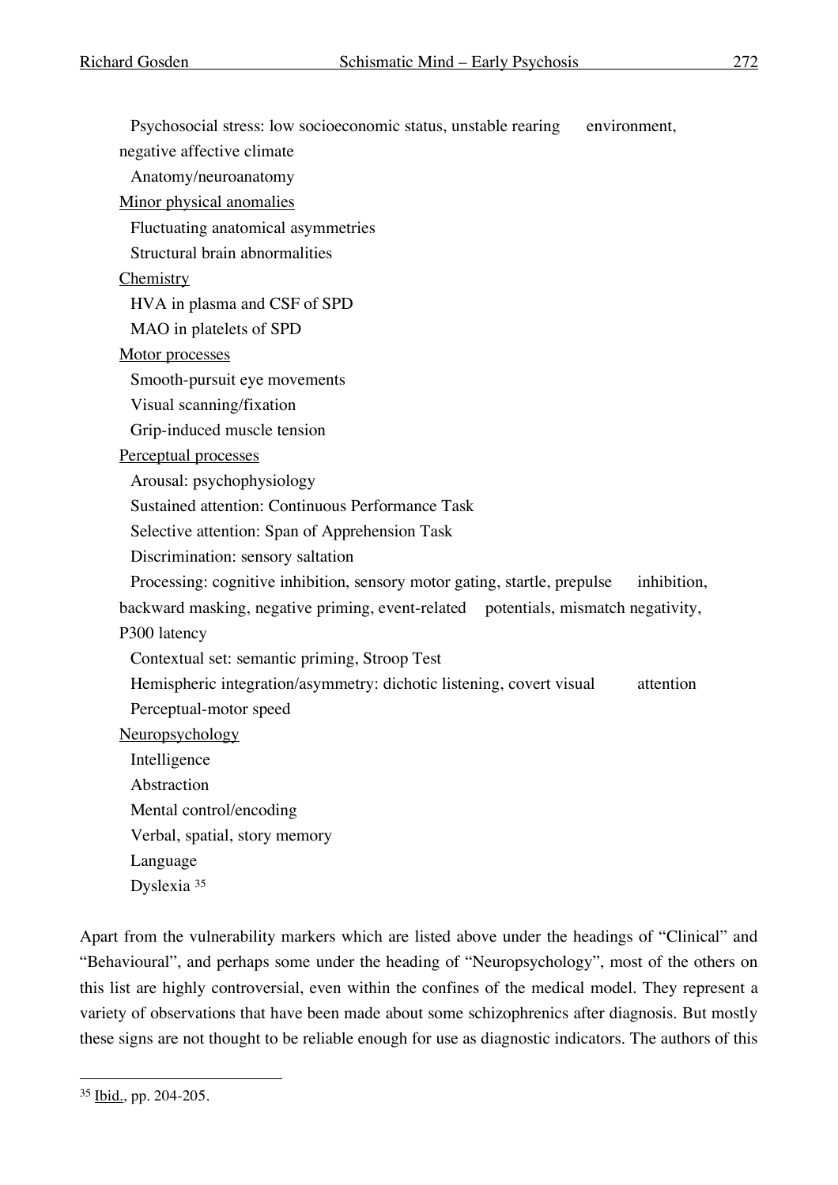Psychosocial stress: low socioeconomic status, unstable rearing environment, negative affective climate

Anatomy/neuroanatomy

Minor physical anomalies

Fluctuating anatomical asymmetries

Structural brain abnormalities

Chemistry

HVA in plasma and CSF of SPD

MAO in platelets of SPD

Motor processes

Smooth-pursuit eye movements

Visual scanning/fixation

Grip-induced muscle tension

Perceptual processes

Arousal: psychophysiology

Sustained attention: Continuous Performance Task

Selective attention: Span of Apprehension Task

Discrimination: sensory saltation

Processing: cognitive inhibition, sensory motor gating, startle, prepulse inhibition, backward masking, negative priming, event-related potentials, mismatch negativity, P300 latency

Contextual set: semantic priming, Stroop Test

Hemispheric integration/asymmetry: dichotic listening, covert visual attention

Perceptual-motor speed

Neuropsychology

Intelligence

Abstraction

Mental control/encoding

Verbal, spatial, story memory

Language

Dyslexia [35]

Apart from the vulnerability markers which are listed above under the headings of "Clinical" and "Behavioural", and perhaps some under the heading of "Neuropsychology", most of the others on this list are highly controversial, even within the confines of the medical model. They represent a variety of observations that have been made about some schizophrenics after diagnosis. But mostly these signs are not thought to be reliable enough for use as diagnostic indicators. The authors of this

[35] Ibid., pp. 204-205.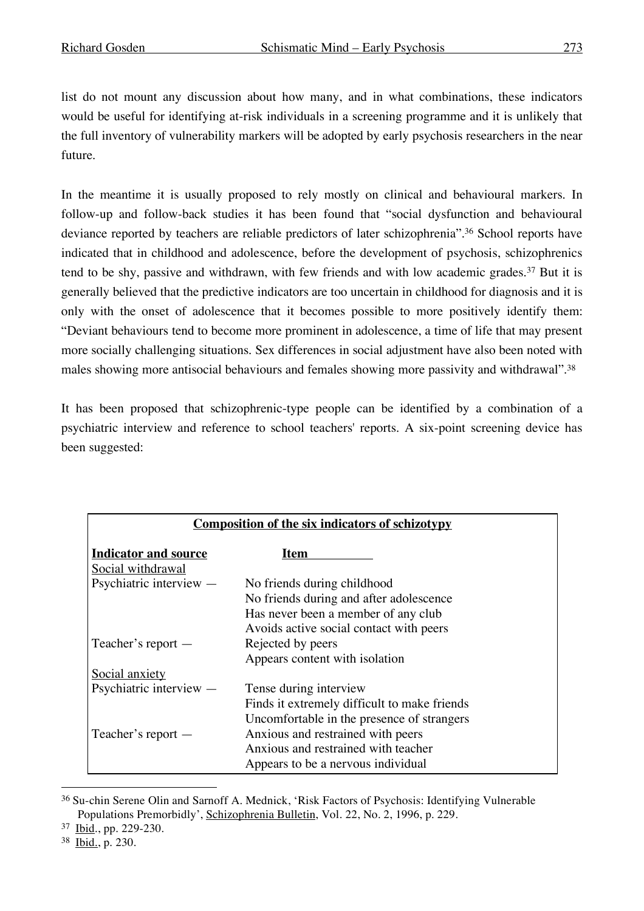list do not mount any discussion about how many, and in what combinations, these indicators would be useful for identifying at-risk individuals in a screening programme and it is unlikely that the full inventory of vulnerability markers will be adopted by early psychosis researchers in the near future.

In the meantime it is usually proposed to rely mostly on clinical and behavioural markers. In follow-up and follow-back studies it has been found that "social dysfunction and behavioural deviance reported by teachers are reliable predictors of later schizophrenia".[36] School reports have indicated that in childhood and adolescence, before the development of psychosis, schizophrenics tend to be shy, passive and withdrawn, with few friends and with low academic grades.[37] But it is generally believed that the predictive indicators are too uncertain in childhood for diagnosis and it is only with the onset of adolescence that it becomes possible to more positively identify them: "Deviant behaviours tend to become more prominent in adolescence, a time of life that may present more socially challenging situations. Sex differences in social adjustment have also been noted with males showing more antisocial behaviours and females showing more passivity and withdrawal".[38]

It has been proposed that schizophrenic-type people can be identified by a combination of a psychiatric interview and reference to school teachers' reports. A six-point screening device has been suggested:

**Composition of the six indicators of schizotypy**

| Indicator and source | Item |
|---|---|
| Social withdrawal | |
| Psychiatric interview — | No friends during childhood |
| | No friends during and after adolescence |
| | Has never been a member of any club |
| | Avoids active social contact with peers |
| Teacher's report — | Rejected by peers |
| | Appears content with isolation |
| Social anxiety | |
| Psychiatric interview — | Tense during interview |
| | Finds it extremely difficult to make friends |
| | Uncomfortable in the presence of strangers |
| Teacher's report — | Anxious and restrained with peers |
| | Anxious and restrained with teacher |
| | Appears to be a nervous individual |

---

[36] Su-chin Serene Olin and Sarnoff A. Mednick, 'Risk Factors of Psychosis: Identifying Vulnerable Populations Premorbidly', Schizophrenia Bulletin, Vol. 22, No. 2, 1996, p. 229.

[37] Ibid., pp. 229-230.

[38] Ibid., p. 230.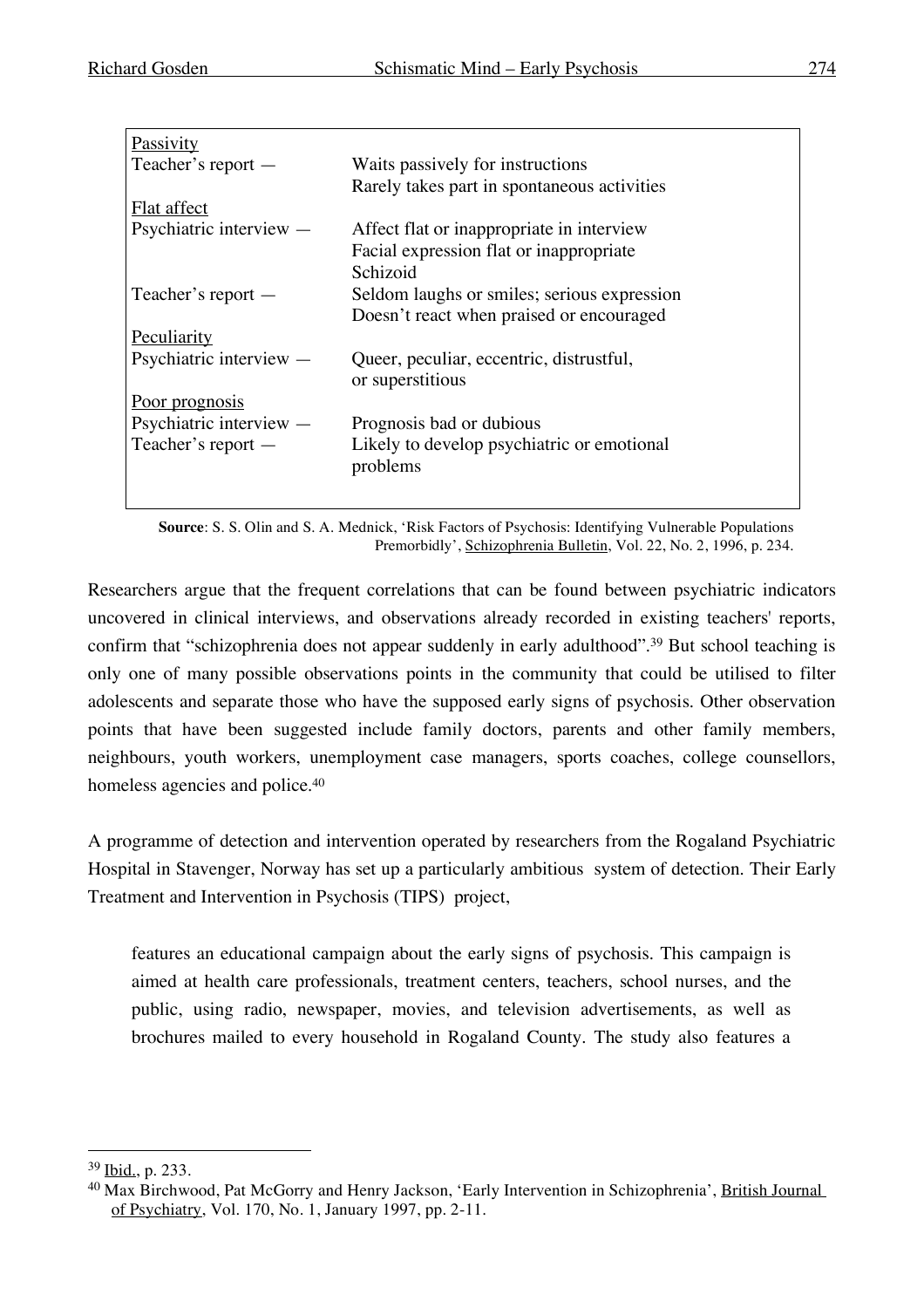| | |
|---|---|
| Passivity | |
| Teacher's report — | Waits passively for instructions<br>Rarely takes part in spontaneous activities |
| Flat affect | |
| Psychiatric interview — | Affect flat or inappropriate in interview<br>Facial expression flat or inappropriate<br>Schizoid |
| Teacher's report — | Seldom laughs or smiles; serious expression<br>Doesn't react when praised or encouraged |
| Peculiarity | |
| Psychiatric interview — | Queer, peculiar, eccentric, distrustful,<br>or superstitious |
| Poor prognosis | |
| Psychiatric interview — | Prognosis bad or dubious |
| Teacher's report — | Likely to develop psychiatric or emotional<br>problems |

**Source**: S. S. Olin and S. A. Mednick, 'Risk Factors of Psychosis: Identifying Vulnerable Populations Premorbidly', Schizophrenia Bulletin, Vol. 22, No. 2, 1996, p. 234.

Researchers argue that the frequent correlations that can be found between psychiatric indicators uncovered in clinical interviews, and observations already recorded in existing teachers' reports, confirm that "schizophrenia does not appear suddenly in early adulthood".[39] But school teaching is only one of many possible observations points in the community that could be utilised to filter adolescents and separate those who have the supposed early signs of psychosis. Other observation points that have been suggested include family doctors, parents and other family members, neighbours, youth workers, unemployment case managers, sports coaches, college counsellors, homeless agencies and police.[40]

A programme of detection and intervention operated by researchers from the Rogaland Psychiatric Hospital in Stavenger, Norway has set up a particularly ambitious system of detection. Their Early Treatment and Intervention in Psychosis (TIPS) project,

> features an educational campaign about the early signs of psychosis. This campaign is aimed at health care professionals, treatment centers, teachers, school nurses, and the public, using radio, newspaper, movies, and television advertisements, as well as brochures mailed to every household in Rogaland County. The study also features a

---

[39] Ibid., p. 233.

[40] Max Birchwood, Pat McGorry and Henry Jackson, 'Early Intervention in Schizophrenia', British Journal of Psychiatry, Vol. 170, No. 1, January 1997, pp. 2-11.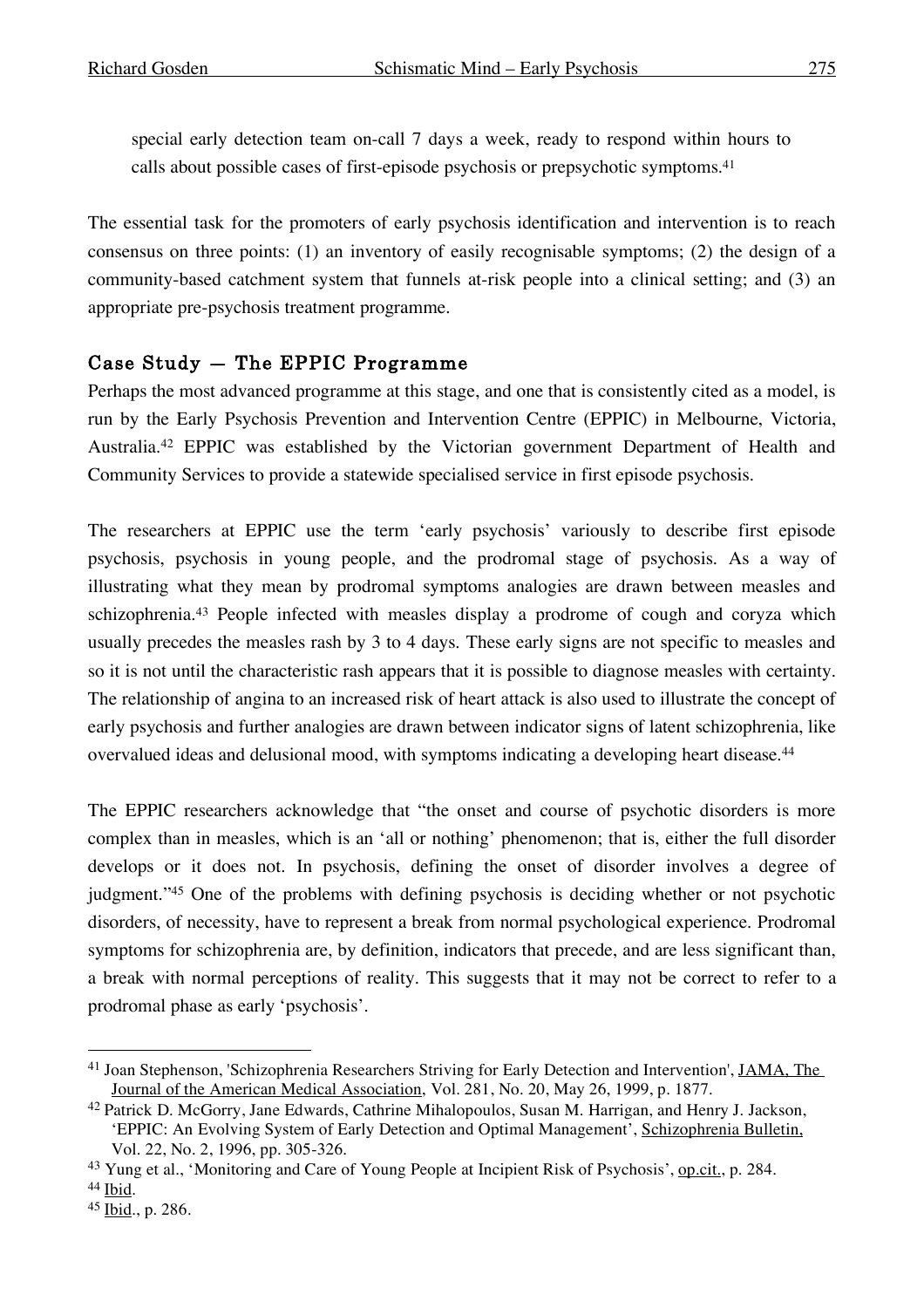special early detection team on-call 7 days a week, ready to respond within hours to calls about possible cases of first-episode psychosis or prepsychotic symptoms.[41]

The essential task for the promoters of early psychosis identification and intervention is to reach consensus on three points: (1) an inventory of easily recognisable symptoms; (2) the design of a community-based catchment system that funnels at-risk people into a clinical setting; and (3) an appropriate pre-psychosis treatment programme.

## Case Study — The EPPIC Programme

Perhaps the most advanced programme at this stage, and one that is consistently cited as a model, is run by the Early Psychosis Prevention and Intervention Centre (EPPIC) in Melbourne, Victoria, Australia.[42] EPPIC was established by the Victorian government Department of Health and Community Services to provide a statewide specialised service in first episode psychosis.

The researchers at EPPIC use the term 'early psychosis' variously to describe first episode psychosis, psychosis in young people, and the prodromal stage of psychosis. As a way of illustrating what they mean by prodromal symptoms analogies are drawn between measles and schizophrenia.[43] People infected with measles display a prodrome of cough and coryza which usually precedes the measles rash by 3 to 4 days. These early signs are not specific to measles and so it is not until the characteristic rash appears that it is possible to diagnose measles with certainty. The relationship of angina to an increased risk of heart attack is also used to illustrate the concept of early psychosis and further analogies are drawn between indicator signs of latent schizophrenia, like overvalued ideas and delusional mood, with symptoms indicating a developing heart disease.[44]

The EPPIC researchers acknowledge that "the onset and course of psychotic disorders is more complex than in measles, which is an 'all or nothing' phenomenon; that is, either the full disorder develops or it does not. In psychosis, defining the onset of disorder involves a degree of judgment."[45] One of the problems with defining psychosis is deciding whether or not psychotic disorders, of necessity, have to represent a break from normal psychological experience. Prodromal symptoms for schizophrenia are, by definition, indicators that precede, and are less significant than, a break with normal perceptions of reality. This suggests that it may not be correct to refer to a prodromal phase as early 'psychosis'.

---

[41] Joan Stephenson, 'Schizophrenia Researchers Striving for Early Detection and Intervention', JAMA, The Journal of the American Medical Association, Vol. 281, No. 20, May 26, 1999, p. 1877.

[42] Patrick D. McGorry, Jane Edwards, Cathrine Mihalopoulos, Susan M. Harrigan, and Henry J. Jackson, 'EPPIC: An Evolving System of Early Detection and Optimal Management', Schizophrenia Bulletin, Vol. 22, No. 2, 1996, pp. 305-326.

[43] Yung et al., 'Monitoring and Care of Young People at Incipient Risk of Psychosis', op.cit., p. 284.

[44] Ibid.

[45] Ibid., p. 286.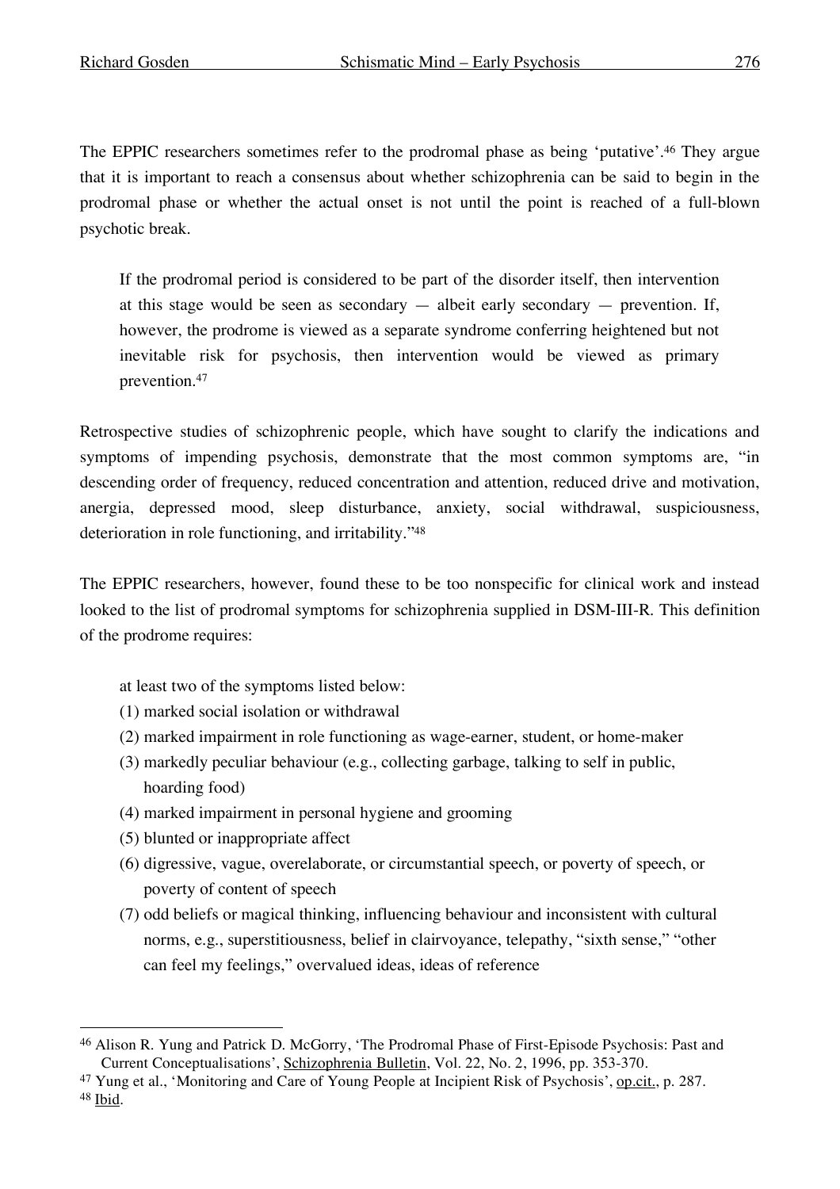The EPPIC researchers sometimes refer to the prodromal phase as being 'putative'.[46] They argue that it is important to reach a consensus about whether schizophrenia can be said to begin in the prodromal phase or whether the actual onset is not until the point is reached of a full-blown psychotic break.

> If the prodromal period is considered to be part of the disorder itself, then intervention at this stage would be seen as secondary — albeit early secondary — prevention. If, however, the prodrome is viewed as a separate syndrome conferring heightened but not inevitable risk for psychosis, then intervention would be viewed as primary prevention.[47]

Retrospective studies of schizophrenic people, which have sought to clarify the indications and symptoms of impending psychosis, demonstrate that the most common symptoms are, "in descending order of frequency, reduced concentration and attention, reduced drive and motivation, anergia, depressed mood, sleep disturbance, anxiety, social withdrawal, suspiciousness, deterioration in role functioning, and irritability."[48]

The EPPIC researchers, however, found these to be too nonspecific for clinical work and instead looked to the list of prodromal symptoms for schizophrenia supplied in DSM-III-R. This definition of the prodrome requires:

> at least two of the symptoms listed below:
> (1) marked social isolation or withdrawal
> (2) marked impairment in role functioning as wage-earner, student, or home-maker
> (3) markedly peculiar behaviour (e.g., collecting garbage, talking to self in public, hoarding food)
> (4) marked impairment in personal hygiene and grooming
> (5) blunted or inappropriate affect
> (6) digressive, vague, overelaborate, or circumstantial speech, or poverty of speech, or poverty of content of speech
> (7) odd beliefs or magical thinking, influencing behaviour and inconsistent with cultural norms, e.g., superstitiousness, belief in clairvoyance, telepathy, "sixth sense," "other can feel my feelings," overvalued ideas, ideas of reference

---

[46] Alison R. Yung and Patrick D. McGorry, 'The Prodromal Phase of First-Episode Psychosis: Past and Current Conceptualisations', Schizophrenia Bulletin, Vol. 22, No. 2, 1996, pp. 353-370.

[47] Yung et al., 'Monitoring and Care of Young People at Incipient Risk of Psychosis', op.cit., p. 287.

[48] Ibid.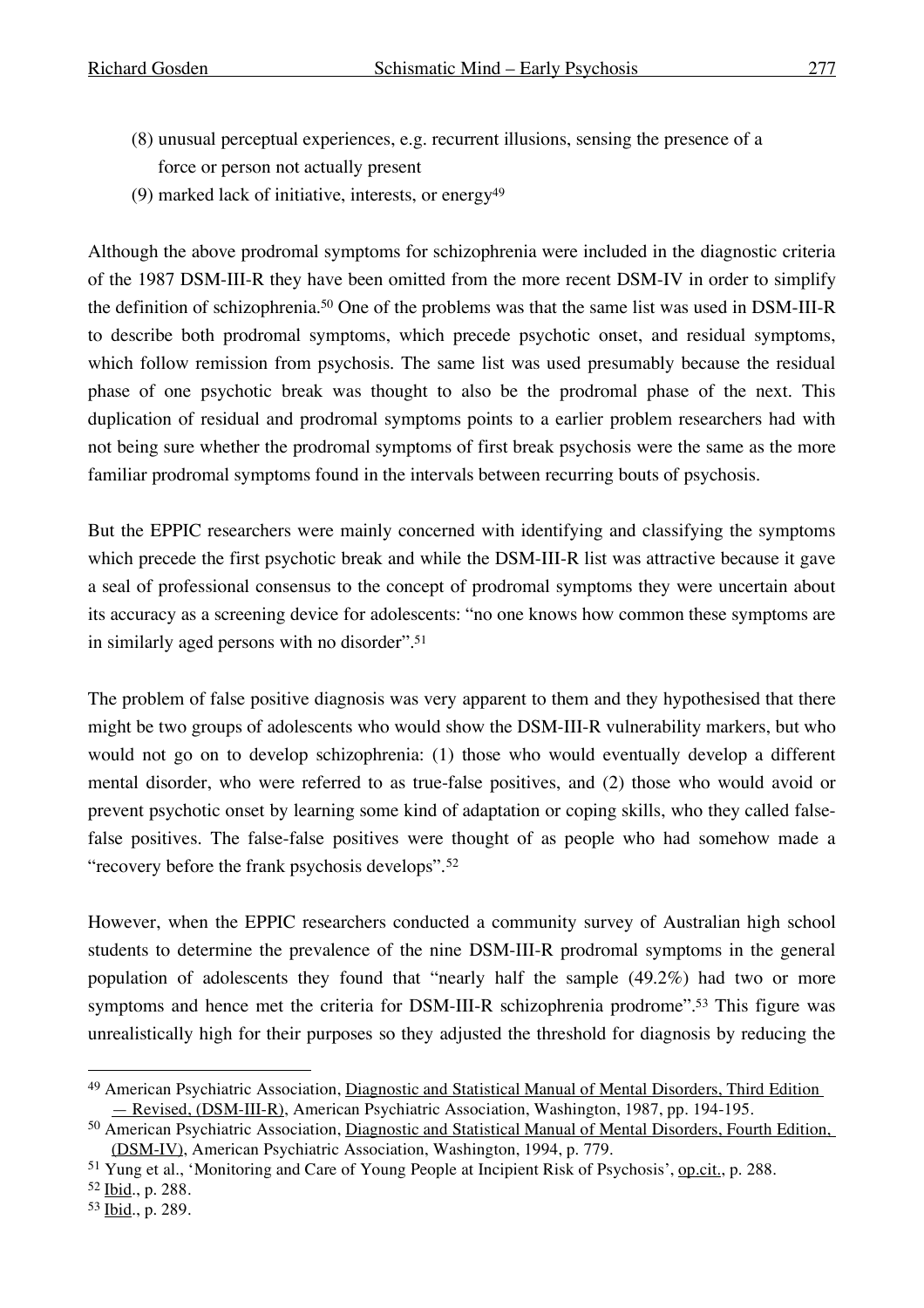(8) unusual perceptual experiences, e.g. recurrent illusions, sensing the presence of a force or person not actually present

(9) marked lack of initiative, interests, or energy[49]

Although the above prodromal symptoms for schizophrenia were included in the diagnostic criteria of the 1987 DSM-III-R they have been omitted from the more recent DSM-IV in order to simplify the definition of schizophrenia.[50] One of the problems was that the same list was used in DSM-III-R to describe both prodromal symptoms, which precede psychotic onset, and residual symptoms, which follow remission from psychosis. The same list was used presumably because the residual phase of one psychotic break was thought to also be the prodromal phase of the next. This duplication of residual and prodromal symptoms points to a earlier problem researchers had with not being sure whether the prodromal symptoms of first break psychosis were the same as the more familiar prodromal symptoms found in the intervals between recurring bouts of psychosis.

But the EPPIC researchers were mainly concerned with identifying and classifying the symptoms which precede the first psychotic break and while the DSM-III-R list was attractive because it gave a seal of professional consensus to the concept of prodromal symptoms they were uncertain about its accuracy as a screening device for adolescents: "no one knows how common these symptoms are in similarly aged persons with no disorder".[51]

The problem of false positive diagnosis was very apparent to them and they hypothesised that there might be two groups of adolescents who would show the DSM-III-R vulnerability markers, but who would not go on to develop schizophrenia: (1) those who would eventually develop a different mental disorder, who were referred to as true-false positives, and (2) those who would avoid or prevent psychotic onset by learning some kind of adaptation or coping skills, who they called false-false positives. The false-false positives were thought of as people who had somehow made a "recovery before the frank psychosis develops".[52]

However, when the EPPIC researchers conducted a community survey of Australian high school students to determine the prevalence of the nine DSM-III-R prodromal symptoms in the general population of adolescents they found that "nearly half the sample (49.2%) had two or more symptoms and hence met the criteria for DSM-III-R schizophrenia prodrome".[53] This figure was unrealistically high for their purposes so they adjusted the threshold for diagnosis by reducing the

---

[49] American Psychiatric Association, Diagnostic and Statistical Manual of Mental Disorders, Third Edition — Revised, (DSM-III-R), American Psychiatric Association, Washington, 1987, pp. 194-195.

[50] American Psychiatric Association, Diagnostic and Statistical Manual of Mental Disorders, Fourth Edition, (DSM-IV), American Psychiatric Association, Washington, 1994, p. 779.

[51] Yung et al., 'Monitoring and Care of Young People at Incipient Risk of Psychosis', op.cit., p. 288.

[52] Ibid., p. 288.

[53] Ibid., p. 289.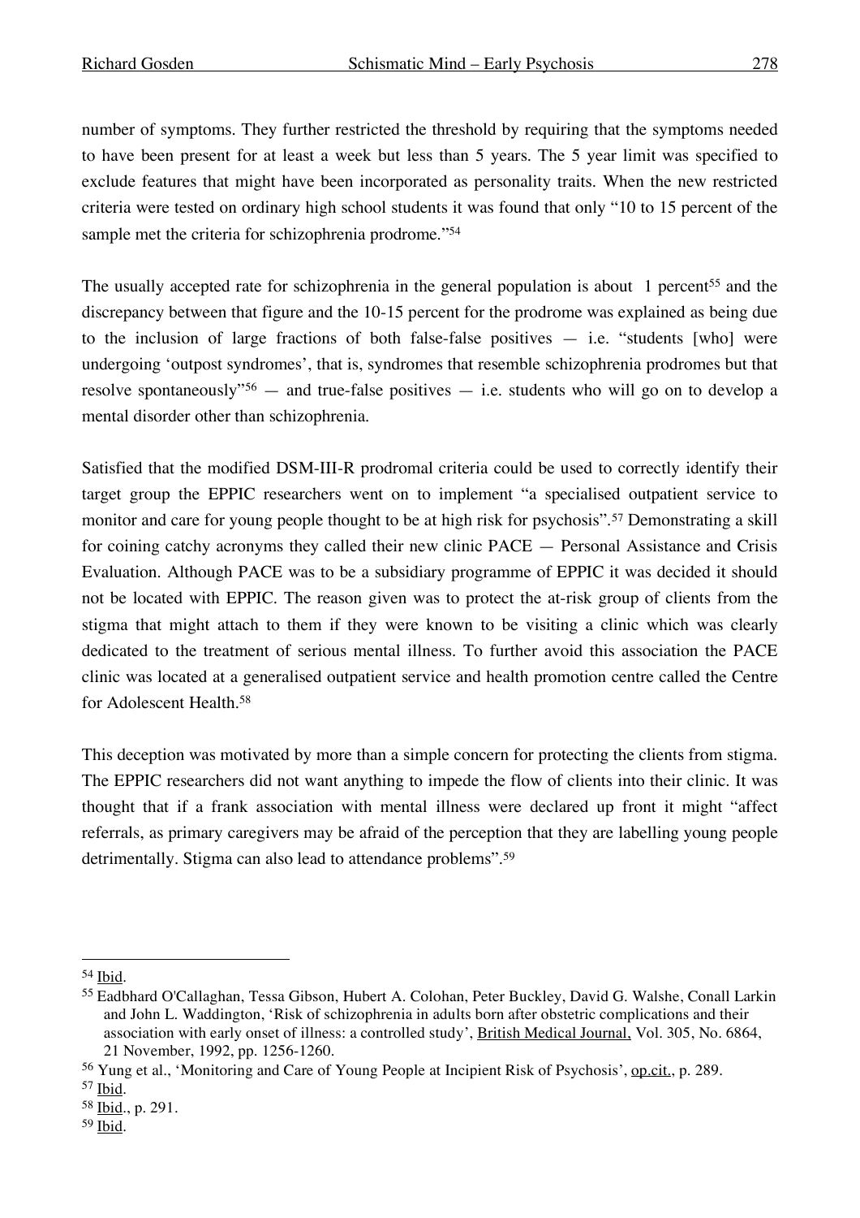number of symptoms. They further restricted the threshold by requiring that the symptoms needed to have been present for at least a week but less than 5 years. The 5 year limit was specified to exclude features that might have been incorporated as personality traits. When the new restricted criteria were tested on ordinary high school students it was found that only "10 to 15 percent of the sample met the criteria for schizophrenia prodrome."[54]

The usually accepted rate for schizophrenia in the general population is about 1 percent[55] and the discrepancy between that figure and the 10-15 percent for the prodrome was explained as being due to the inclusion of large fractions of both false-false positives — i.e. "students [who] were undergoing 'outpost syndromes', that is, syndromes that resemble schizophrenia prodromes but that resolve spontaneously"[56] — and true-false positives — i.e. students who will go on to develop a mental disorder other than schizophrenia.

Satisfied that the modified DSM-III-R prodromal criteria could be used to correctly identify their target group the EPPIC researchers went on to implement "a specialised outpatient service to monitor and care for young people thought to be at high risk for psychosis".[57] Demonstrating a skill for coining catchy acronyms they called their new clinic PACE — Personal Assistance and Crisis Evaluation. Although PACE was to be a subsidiary programme of EPPIC it was decided it should not be located with EPPIC. The reason given was to protect the at-risk group of clients from the stigma that might attach to them if they were known to be visiting a clinic which was clearly dedicated to the treatment of serious mental illness. To further avoid this association the PACE clinic was located at a generalised outpatient service and health promotion centre called the Centre for Adolescent Health.[58]

This deception was motivated by more than a simple concern for protecting the clients from stigma. The EPPIC researchers did not want anything to impede the flow of clients into their clinic. It was thought that if a frank association with mental illness were declared up front it might "affect referrals, as primary caregivers may be afraid of the perception that they are labelling young people detrimentally. Stigma can also lead to attendance problems".[59]

---

[54] Ibid.

[55] Eadbhard O'Callaghan, Tessa Gibson, Hubert A. Colohan, Peter Buckley, David G. Walshe, Conall Larkin and John L. Waddington, 'Risk of schizophrenia in adults born after obstetric complications and their association with early onset of illness: a controlled study', British Medical Journal, Vol. 305, No. 6864, 21 November, 1992, pp. 1256-1260.

[56] Yung et al., 'Monitoring and Care of Young People at Incipient Risk of Psychosis', op.cit., p. 289.

[57] Ibid.

[58] Ibid., p. 291.

[59] Ibid.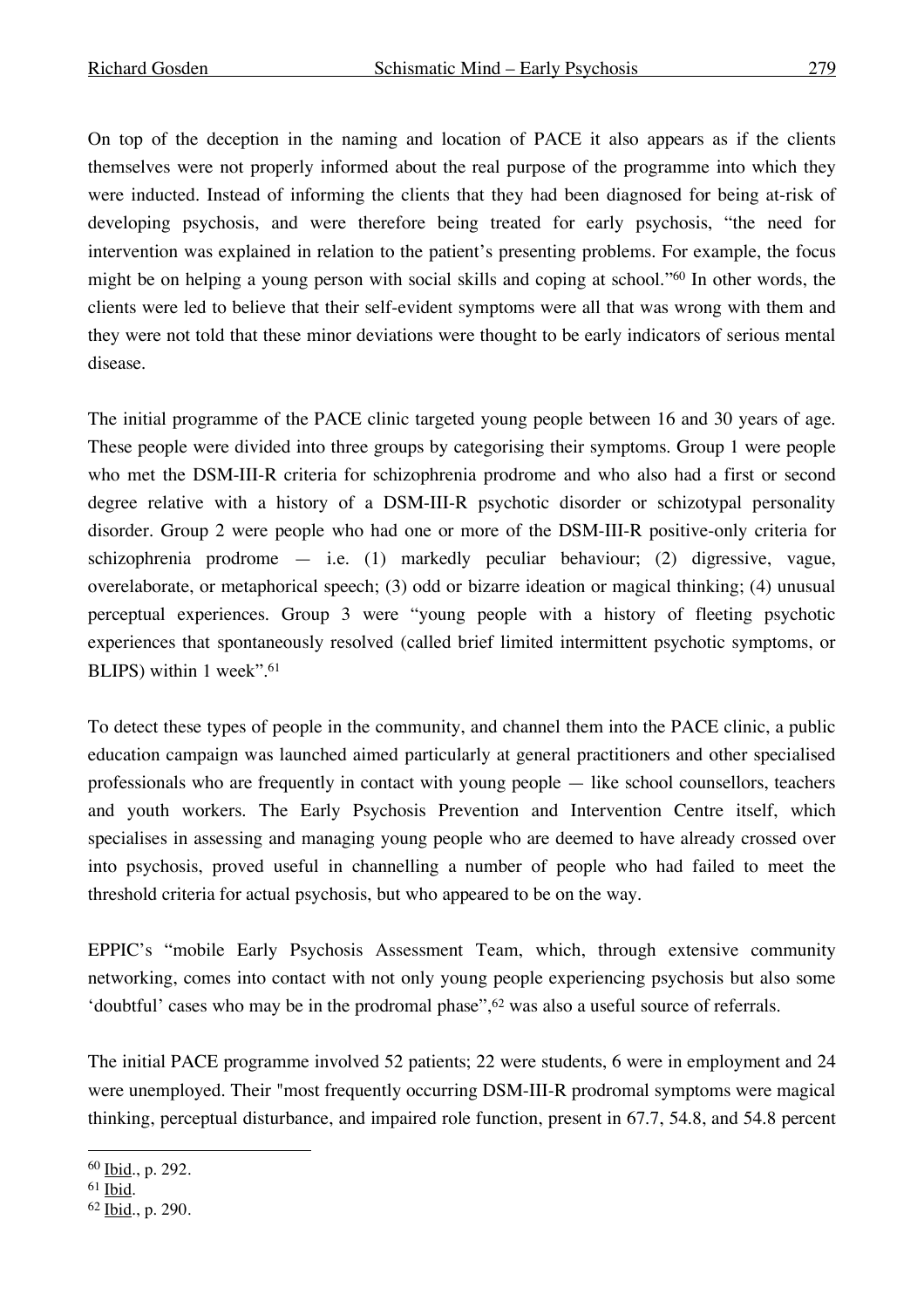On top of the deception in the naming and location of PACE it also appears as if the clients themselves were not properly informed about the real purpose of the programme into which they were inducted. Instead of informing the clients that they had been diagnosed for being at-risk of developing psychosis, and were therefore being treated for early psychosis, "the need for intervention was explained in relation to the patient's presenting problems. For example, the focus might be on helping a young person with social skills and coping at school."[60] In other words, the clients were led to believe that their self-evident symptoms were all that was wrong with them and they were not told that these minor deviations were thought to be early indicators of serious mental disease.

The initial programme of the PACE clinic targeted young people between 16 and 30 years of age. These people were divided into three groups by categorising their symptoms. Group 1 were people who met the DSM-III-R criteria for schizophrenia prodrome and who also had a first or second degree relative with a history of a DSM-III-R psychotic disorder or schizotypal personality disorder. Group 2 were people who had one or more of the DSM-III-R positive-only criteria for schizophrenia prodrome — i.e. (1) markedly peculiar behaviour; (2) digressive, vague, overelaborate, or metaphorical speech; (3) odd or bizarre ideation or magical thinking; (4) unusual perceptual experiences. Group 3 were "young people with a history of fleeting psychotic experiences that spontaneously resolved (called brief limited intermittent psychotic symptoms, or BLIPS) within 1 week".[61]

To detect these types of people in the community, and channel them into the PACE clinic, a public education campaign was launched aimed particularly at general practitioners and other specialised professionals who are frequently in contact with young people — like school counsellors, teachers and youth workers. The Early Psychosis Prevention and Intervention Centre itself, which specialises in assessing and managing young people who are deemed to have already crossed over into psychosis, proved useful in channelling a number of people who had failed to meet the threshold criteria for actual psychosis, but who appeared to be on the way.

EPPIC's "mobile Early Psychosis Assessment Team, which, through extensive community networking, comes into contact with not only young people experiencing psychosis but also some 'doubtful' cases who may be in the prodromal phase",[62] was also a useful source of referrals.

The initial PACE programme involved 52 patients; 22 were students, 6 were in employment and 24 were unemployed. Their "most frequently occurring DSM-III-R prodromal symptoms were magical thinking, perceptual disturbance, and impaired role function, present in 67.7, 54.8, and 54.8 percent

---

[60] Ibid., p. 292.

[61] Ibid.

[62] Ibid., p. 290.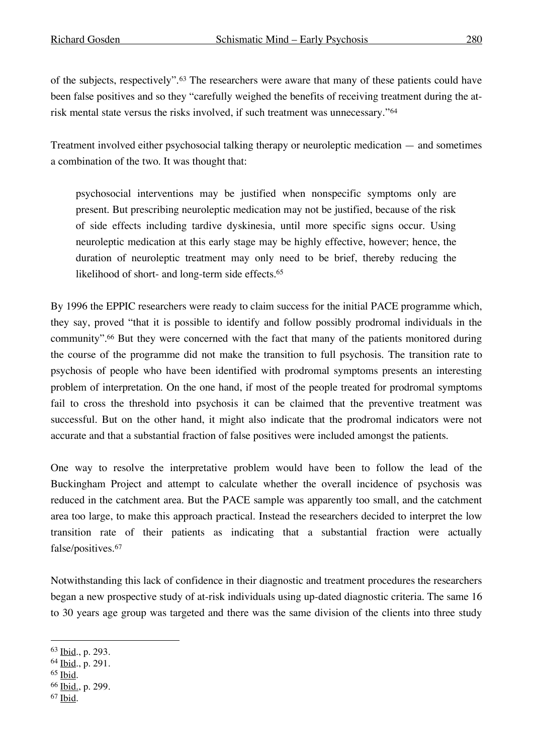of the subjects, respectively".[63] The researchers were aware that many of these patients could have been false positives and so they "carefully weighed the benefits of receiving treatment during the at-risk mental state versus the risks involved, if such treatment was unnecessary."[64]

Treatment involved either psychosocial talking therapy or neuroleptic medication — and sometimes a combination of the two. It was thought that:

> psychosocial interventions may be justified when nonspecific symptoms only are present. But prescribing neuroleptic medication may not be justified, because of the risk of side effects including tardive dyskinesia, until more specific signs occur. Using neuroleptic medication at this early stage may be highly effective, however; hence, the duration of neuroleptic treatment may only need to be brief, thereby reducing the likelihood of short- and long-term side effects.[65]

By 1996 the EPPIC researchers were ready to claim success for the initial PACE programme which, they say, proved "that it is possible to identify and follow possibly prodromal individuals in the community".[66] But they were concerned with the fact that many of the patients monitored during the course of the programme did not make the transition to full psychosis. The transition rate to psychosis of people who have been identified with prodromal symptoms presents an interesting problem of interpretation. On the one hand, if most of the people treated for prodromal symptoms fail to cross the threshold into psychosis it can be claimed that the preventive treatment was successful. But on the other hand, it might also indicate that the prodromal indicators were not accurate and that a substantial fraction of false positives were included amongst the patients.

One way to resolve the interpretative problem would have been to follow the lead of the Buckingham Project and attempt to calculate whether the overall incidence of psychosis was reduced in the catchment area. But the PACE sample was apparently too small, and the catchment area too large, to make this approach practical. Instead the researchers decided to interpret the low transition rate of their patients as indicating that a substantial fraction were actually false/positives.[67]

Notwithstanding this lack of confidence in their diagnostic and treatment procedures the researchers began a new prospective study of at-risk individuals using up-dated diagnostic criteria. The same 16 to 30 years age group was targeted and there was the same division of the clients into three study

---

[63] Ibid., p. 293.
[64] Ibid., p. 291.
[65] Ibid.
[66] Ibid., p. 299.
[67] Ibid.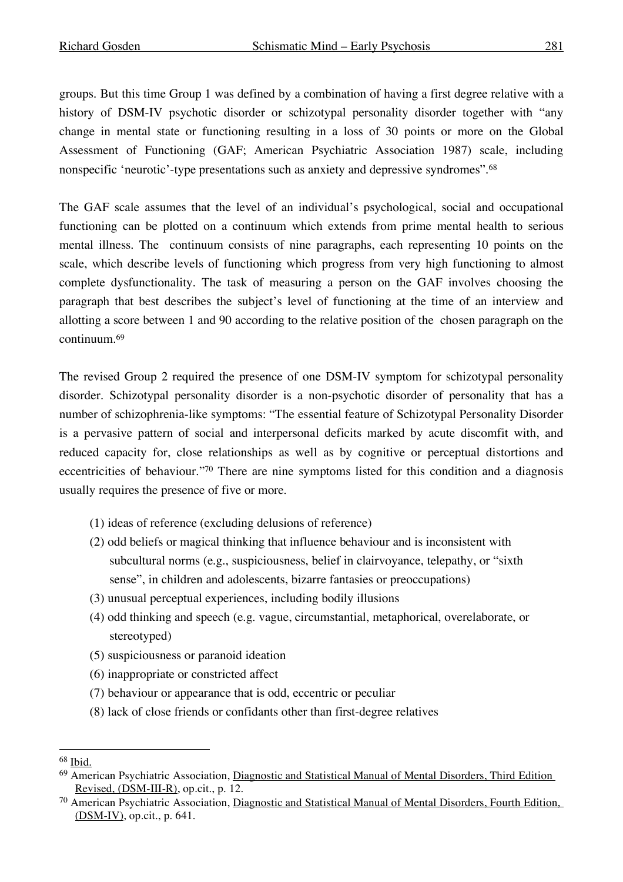groups. But this time Group 1 was defined by a combination of having a first degree relative with a history of DSM-IV psychotic disorder or schizotypal personality disorder together with “any change in mental state or functioning resulting in a loss of 30 points or more on the Global Assessment of Functioning (GAF; American Psychiatric Association 1987) scale, including nonspecific ‘neurotic’-type presentations such as anxiety and depressive syndromes”.[68]

The GAF scale assumes that the level of an individual’s psychological, social and occupational functioning can be plotted on a continuum which extends from prime mental health to serious mental illness. The continuum consists of nine paragraphs, each representing 10 points on the scale, which describe levels of functioning which progress from very high functioning to almost complete dysfunctionality. The task of measuring a person on the GAF involves choosing the paragraph that best describes the subject’s level of functioning at the time of an interview and allotting a score between 1 and 90 according to the relative position of the chosen paragraph on the continuum.[69]

The revised Group 2 required the presence of one DSM-IV symptom for schizotypal personality disorder. Schizotypal personality disorder is a non-psychotic disorder of personality that has a number of schizophrenia-like symptoms: “The essential feature of Schizotypal Personality Disorder is a pervasive pattern of social and interpersonal deficits marked by acute discomfit with, and reduced capacity for, close relationships as well as by cognitive or perceptual distortions and eccentricities of behaviour.”[70] There are nine symptoms listed for this condition and a diagnosis usually requires the presence of five or more.

(1) ideas of reference (excluding delusions of reference)
(2) odd beliefs or magical thinking that influence behaviour and is inconsistent with subcultural norms (e.g., suspiciousness, belief in clairvoyance, telepathy, or “sixth sense”, in children and adolescents, bizarre fantasies or preoccupations)
(3) unusual perceptual experiences, including bodily illusions
(4) odd thinking and speech (e.g. vague, circumstantial, metaphorical, overelaborate, or stereotyped)
(5) suspiciousness or paranoid ideation
(6) inappropriate or constricted affect
(7) behaviour or appearance that is odd, eccentric or peculiar
(8) lack of close friends or confidants other than first-degree relatives

---

[68] Ibid.

[69] American Psychiatric Association, Diagnostic and Statistical Manual of Mental Disorders, Third Edition Revised, (DSM-III-R), op.cit., p. 12.

[70] American Psychiatric Association, Diagnostic and Statistical Manual of Mental Disorders, Fourth Edition, (DSM-IV), op.cit., p. 641.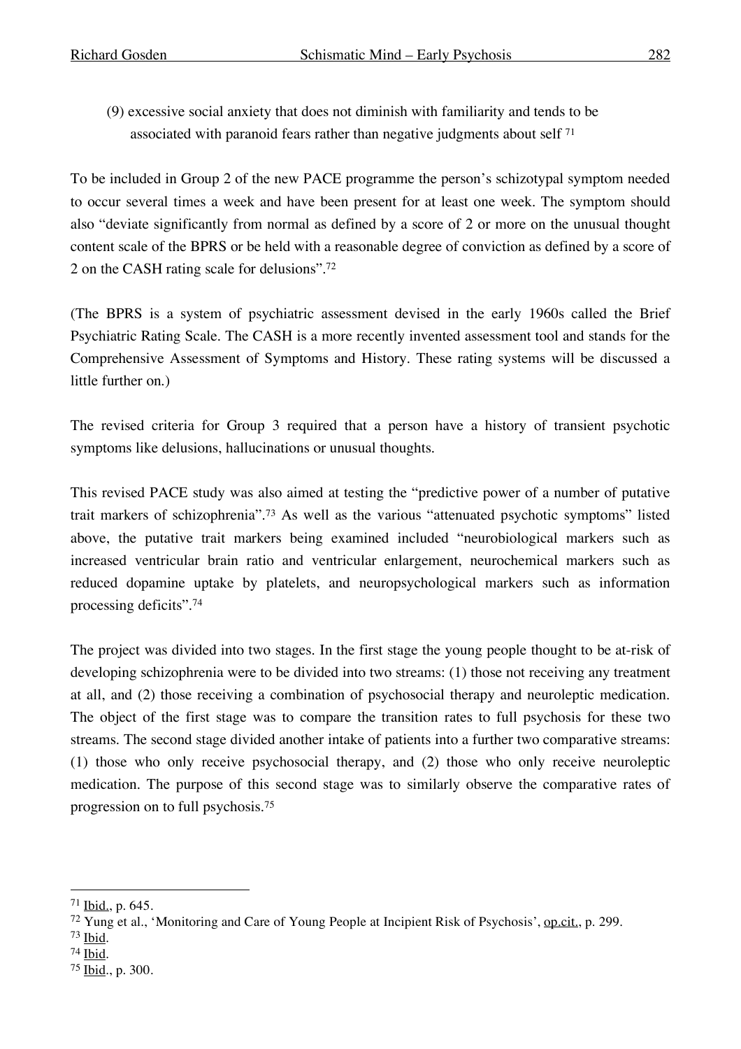(9) excessive social anxiety that does not diminish with familiarity and tends to be associated with paranoid fears rather than negative judgments about self [71]

To be included in Group 2 of the new PACE programme the person's schizotypal symptom needed to occur several times a week and have been present for at least one week. The symptom should also "deviate significantly from normal as defined by a score of 2 or more on the unusual thought content scale of the BPRS or be held with a reasonable degree of conviction as defined by a score of 2 on the CASH rating scale for delusions".[72]

(The BPRS is a system of psychiatric assessment devised in the early 1960s called the Brief Psychiatric Rating Scale. The CASH is a more recently invented assessment tool and stands for the Comprehensive Assessment of Symptoms and History. These rating systems will be discussed a little further on.)

The revised criteria for Group 3 required that a person have a history of transient psychotic symptoms like delusions, hallucinations or unusual thoughts.

This revised PACE study was also aimed at testing the "predictive power of a number of putative trait markers of schizophrenia".[73] As well as the various "attenuated psychotic symptoms" listed above, the putative trait markers being examined included "neurobiological markers such as increased ventricular brain ratio and ventricular enlargement, neurochemical markers such as reduced dopamine uptake by platelets, and neuropsychological markers such as information processing deficits".[74]

The project was divided into two stages. In the first stage the young people thought to be at-risk of developing schizophrenia were to be divided into two streams: (1) those not receiving any treatment at all, and (2) those receiving a combination of psychosocial therapy and neuroleptic medication. The object of the first stage was to compare the transition rates to full psychosis for these two streams. The second stage divided another intake of patients into a further two comparative streams: (1) those who only receive psychosocial therapy, and (2) those who only receive neuroleptic medication. The purpose of this second stage was to similarly observe the comparative rates of progression on to full psychosis.[75]

---

[71] Ibid., p. 645.

[72] Yung et al., 'Monitoring and Care of Young People at Incipient Risk of Psychosis', op.cit., p. 299.

[73] Ibid.

[74] Ibid.

[75] Ibid., p. 300.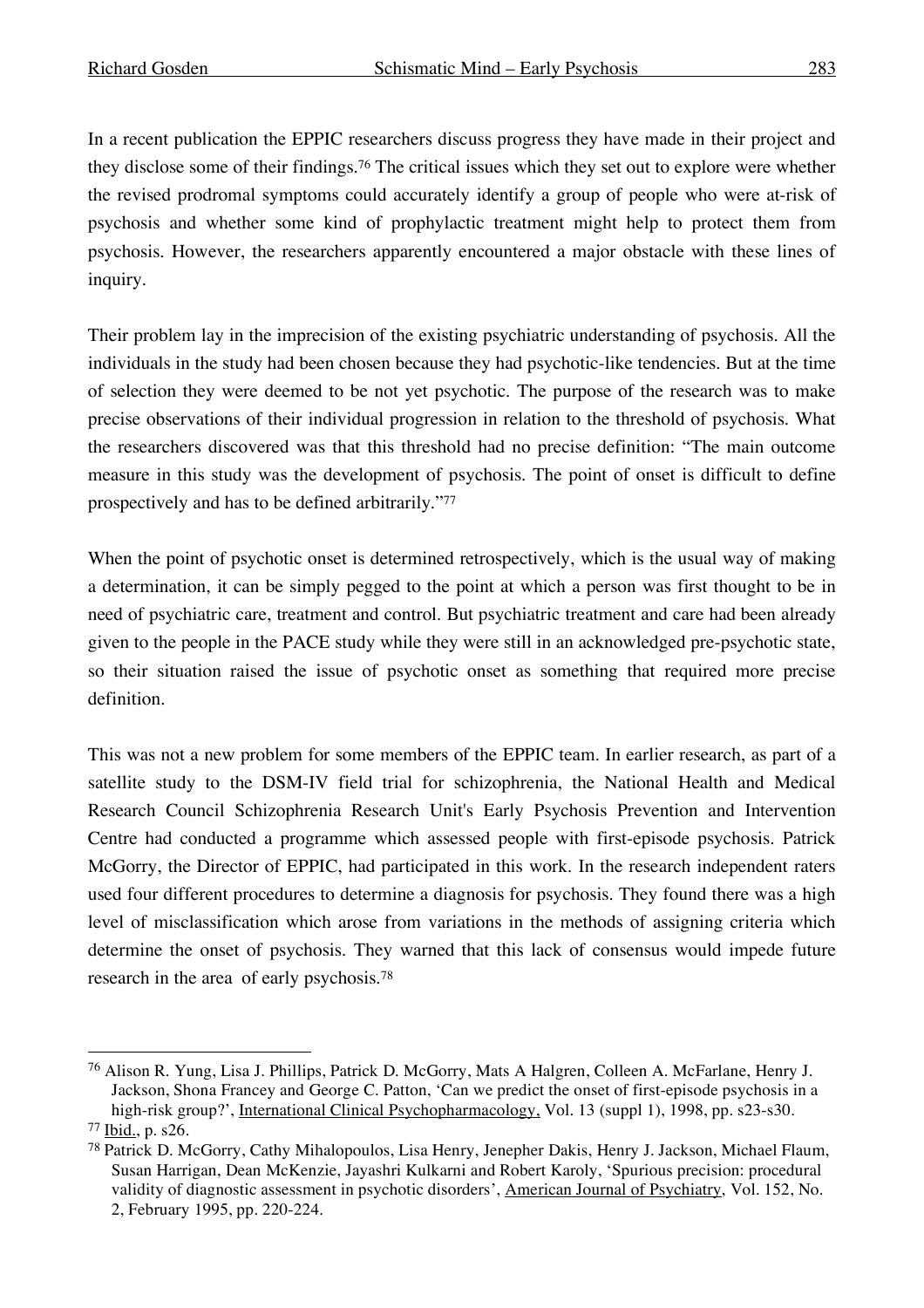In a recent publication the EPPIC researchers discuss progress they have made in their project and they disclose some of their findings.[76] The critical issues which they set out to explore were whether the revised prodromal symptoms could accurately identify a group of people who were at-risk of psychosis and whether some kind of prophylactic treatment might help to protect them from psychosis. However, the researchers apparently encountered a major obstacle with these lines of inquiry.

Their problem lay in the imprecision of the existing psychiatric understanding of psychosis. All the individuals in the study had been chosen because they had psychotic-like tendencies. But at the time of selection they were deemed to be not yet psychotic. The purpose of the research was to make precise observations of their individual progression in relation to the threshold of psychosis. What the researchers discovered was that this threshold had no precise definition: "The main outcome measure in this study was the development of psychosis. The point of onset is difficult to define prospectively and has to be defined arbitrarily."[77]

When the point of psychotic onset is determined retrospectively, which is the usual way of making a determination, it can be simply pegged to the point at which a person was first thought to be in need of psychiatric care, treatment and control. But psychiatric treatment and care had been already given to the people in the PACE study while they were still in an acknowledged pre-psychotic state, so their situation raised the issue of psychotic onset as something that required more precise definition.

This was not a new problem for some members of the EPPIC team. In earlier research, as part of a satellite study to the DSM-IV field trial for schizophrenia, the National Health and Medical Research Council Schizophrenia Research Unit's Early Psychosis Prevention and Intervention Centre had conducted a programme which assessed people with first-episode psychosis. Patrick McGorry, the Director of EPPIC, had participated in this work. In the research independent raters used four different procedures to determine a diagnosis for psychosis. They found there was a high level of misclassification which arose from variations in the methods of assigning criteria which determine the onset of psychosis. They warned that this lack of consensus would impede future research in the area of early psychosis.[78]

---

[76] Alison R. Yung, Lisa J. Phillips, Patrick D. McGorry, Mats A Halgren, Colleen A. McFarlane, Henry J. Jackson, Shona Francey and George C. Patton, 'Can we predict the onset of first-episode psychosis in a high-risk group?', International Clinical Psychopharmacology, Vol. 13 (suppl 1), 1998, pp. s23-s30.

[77] Ibid., p. s26.

[78] Patrick D. McGorry, Cathy Mihalopoulos, Lisa Henry, Jenepher Dakis, Henry J. Jackson, Michael Flaum, Susan Harrigan, Dean McKenzie, Jayashri Kulkarni and Robert Karoly, 'Spurious precision: procedural validity of diagnostic assessment in psychotic disorders', American Journal of Psychiatry, Vol. 152, No. 2, February 1995, pp. 220-224.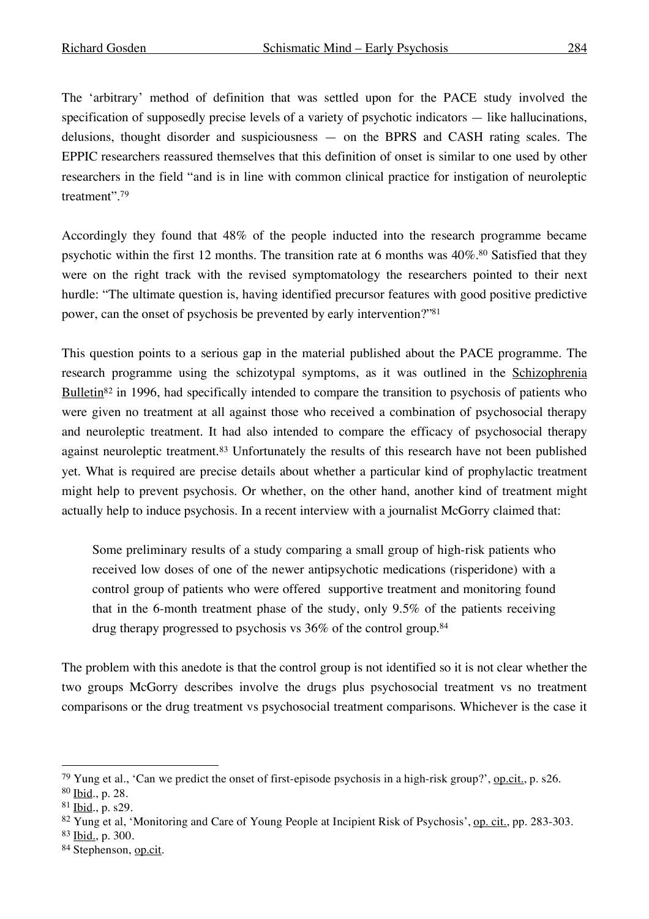The 'arbitrary' method of definition that was settled upon for the PACE study involved the specification of supposedly precise levels of a variety of psychotic indicators — like hallucinations, delusions, thought disorder and suspiciousness — on the BPRS and CASH rating scales. The EPPIC researchers reassured themselves that this definition of onset is similar to one used by other researchers in the field "and is in line with common clinical practice for instigation of neuroleptic treatment".[79]

Accordingly they found that 48% of the people inducted into the research programme became psychotic within the first 12 months. The transition rate at 6 months was 40%.[80] Satisfied that they were on the right track with the revised symptomatology the researchers pointed to their next hurdle: "The ultimate question is, having identified precursor features with good positive predictive power, can the onset of psychosis be prevented by early intervention?"[81]

This question points to a serious gap in the material published about the PACE programme. The research programme using the schizotypal symptoms, as it was outlined in the Schizophrenia Bulletin[82] in 1996, had specifically intended to compare the transition to psychosis of patients who were given no treatment at all against those who received a combination of psychosocial therapy and neuroleptic treatment. It had also intended to compare the efficacy of psychosocial therapy against neuroleptic treatment.[83] Unfortunately the results of this research have not been published yet. What is required are precise details about whether a particular kind of prophylactic treatment might help to prevent psychosis. Or whether, on the other hand, another kind of treatment might actually help to induce psychosis. In a recent interview with a journalist McGorry claimed that:

> Some preliminary results of a study comparing a small group of high-risk patients who received low doses of one of the newer antipsychotic medications (risperidone) with a control group of patients who were offered supportive treatment and monitoring found that in the 6-month treatment phase of the study, only 9.5% of the patients receiving drug therapy progressed to psychosis vs 36% of the control group.[84]

The problem with this anedote is that the control group is not identified so it is not clear whether the two groups McGorry describes involve the drugs plus psychosocial treatment vs no treatment comparisons or the drug treatment vs psychosocial treatment comparisons. Whichever is the case it

---

[79] Yung et al., 'Can we predict the onset of first-episode psychosis in a high-risk group?', op.cit., p. s26.

[80] Ibid., p. 28.

[81] Ibid., p. s29.

[82] Yung et al, 'Monitoring and Care of Young People at Incipient Risk of Psychosis', op. cit., pp. 283-303.

[83] Ibid., p. 300.

[84] Stephenson, op.cit.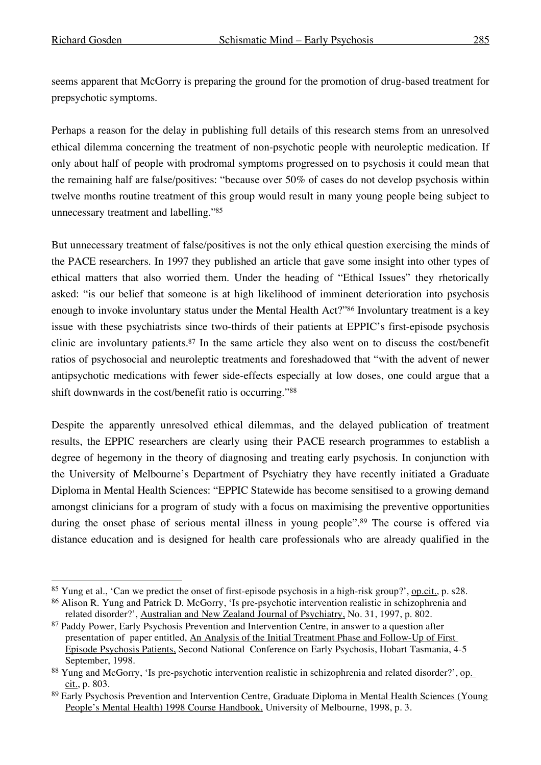seems apparent that McGorry is preparing the ground for the promotion of drug-based treatment for prepsychotic symptoms.

Perhaps a reason for the delay in publishing full details of this research stems from an unresolved ethical dilemma concerning the treatment of non-psychotic people with neuroleptic medication. If only about half of people with prodromal symptoms progressed on to psychosis it could mean that the remaining half are false/positives: "because over 50% of cases do not develop psychosis within twelve months routine treatment of this group would result in many young people being subject to unnecessary treatment and labelling."[85]

But unnecessary treatment of false/positives is not the only ethical question exercising the minds of the PACE researchers. In 1997 they published an article that gave some insight into other types of ethical matters that also worried them. Under the heading of "Ethical Issues" they rhetorically asked: "is our belief that someone is at high likelihood of imminent deterioration into psychosis enough to invoke involuntary status under the Mental Health Act?"[86] Involuntary treatment is a key issue with these psychiatrists since two-thirds of their patients at EPPIC's first-episode psychosis clinic are involuntary patients.[87] In the same article they also went on to discuss the cost/benefit ratios of psychosocial and neuroleptic treatments and foreshadowed that "with the advent of newer antipsychotic medications with fewer side-effects especially at low doses, one could argue that a shift downwards in the cost/benefit ratio is occurring."[88]

Despite the apparently unresolved ethical dilemmas, and the delayed publication of treatment results, the EPPIC researchers are clearly using their PACE research programmes to establish a degree of hegemony in the theory of diagnosing and treating early psychosis. In conjunction with the University of Melbourne's Department of Psychiatry they have recently initiated a Graduate Diploma in Mental Health Sciences: "EPPIC Statewide has become sensitised to a growing demand amongst clinicians for a program of study with a focus on maximising the preventive opportunities during the onset phase of serious mental illness in young people".[89] The course is offered via distance education and is designed for health care professionals who are already qualified in the

---

[85] Yung et al., 'Can we predict the onset of first-episode psychosis in a high-risk group?', op.cit., p. s28.

[86] Alison R. Yung and Patrick D. McGorry, 'Is pre-psychotic intervention realistic in schizophrenia and related disorder?', Australian and New Zealand Journal of Psychiatry, No. 31, 1997, p. 802.

[87] Paddy Power, Early Psychosis Prevention and Intervention Centre, in answer to a question after presentation of paper entitled, An Analysis of the Initial Treatment Phase and Follow-Up of First Episode Psychosis Patients, Second National Conference on Early Psychosis, Hobart Tasmania, 4-5 September, 1998.

[88] Yung and McGorry, 'Is pre-psychotic intervention realistic in schizophrenia and related disorder?', op. cit., p. 803.

[89] Early Psychosis Prevention and Intervention Centre, Graduate Diploma in Mental Health Sciences (Young People's Mental Health) 1998 Course Handbook, University of Melbourne, 1998, p. 3.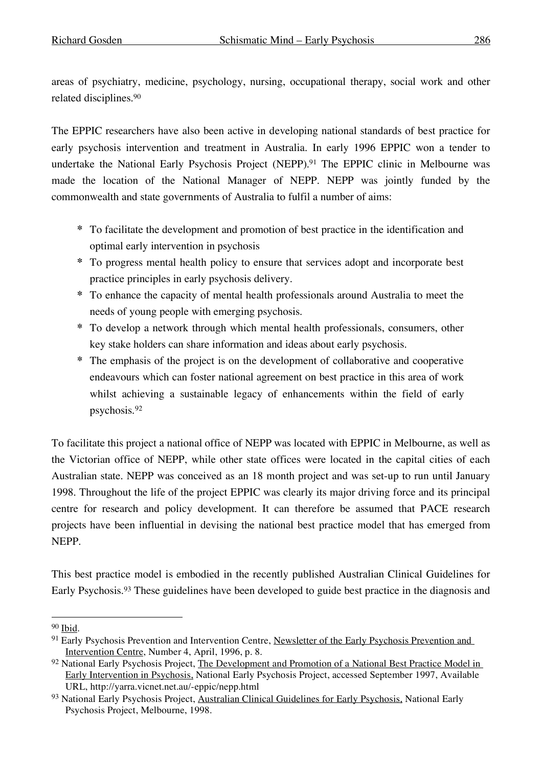areas of psychiatry, medicine, psychology, nursing, occupational therapy, social work and other related disciplines.[90]

The EPPIC researchers have also been active in developing national standards of best practice for early psychosis intervention and treatment in Australia. In early 1996 EPPIC won a tender to undertake the National Early Psychosis Project (NEPP).[91] The EPPIC clinic in Melbourne was made the location of the National Manager of NEPP. NEPP was jointly funded by the commonwealth and state governments of Australia to fulfil a number of aims:

* To facilitate the development and promotion of best practice in the identification and optimal early intervention in psychosis
* To progress mental health policy to ensure that services adopt and incorporate best practice principles in early psychosis delivery.
* To enhance the capacity of mental health professionals around Australia to meet the needs of young people with emerging psychosis.
* To develop a network through which mental health professionals, consumers, other key stake holders can share information and ideas about early psychosis.
* The emphasis of the project is on the development of collaborative and cooperative endeavours which can foster national agreement on best practice in this area of work whilst achieving a sustainable legacy of enhancements within the field of early psychosis.[92]

To facilitate this project a national office of NEPP was located with EPPIC in Melbourne, as well as the Victorian office of NEPP, while other state offices were located in the capital cities of each Australian state. NEPP was conceived as an 18 month project and was set-up to run until January 1998. Throughout the life of the project EPPIC was clearly its major driving force and its principal centre for research and policy development. It can therefore be assumed that PACE research projects have been influential in devising the national best practice model that has emerged from NEPP.

This best practice model is embodied in the recently published Australian Clinical Guidelines for Early Psychosis.[93] These guidelines have been developed to guide best practice in the diagnosis and

---

[90] Ibid.

[91] Early Psychosis Prevention and Intervention Centre, Newsletter of the Early Psychosis Prevention and Intervention Centre, Number 4, April, 1996, p. 8.

[92] National Early Psychosis Project, The Development and Promotion of a National Best Practice Model in Early Intervention in Psychosis, National Early Psychosis Project, accessed September 1997, Available URL, http://yarra.vicnet.net.au/-eppic/nepp.html

[93] National Early Psychosis Project, Australian Clinical Guidelines for Early Psychosis, National Early Psychosis Project, Melbourne, 1998.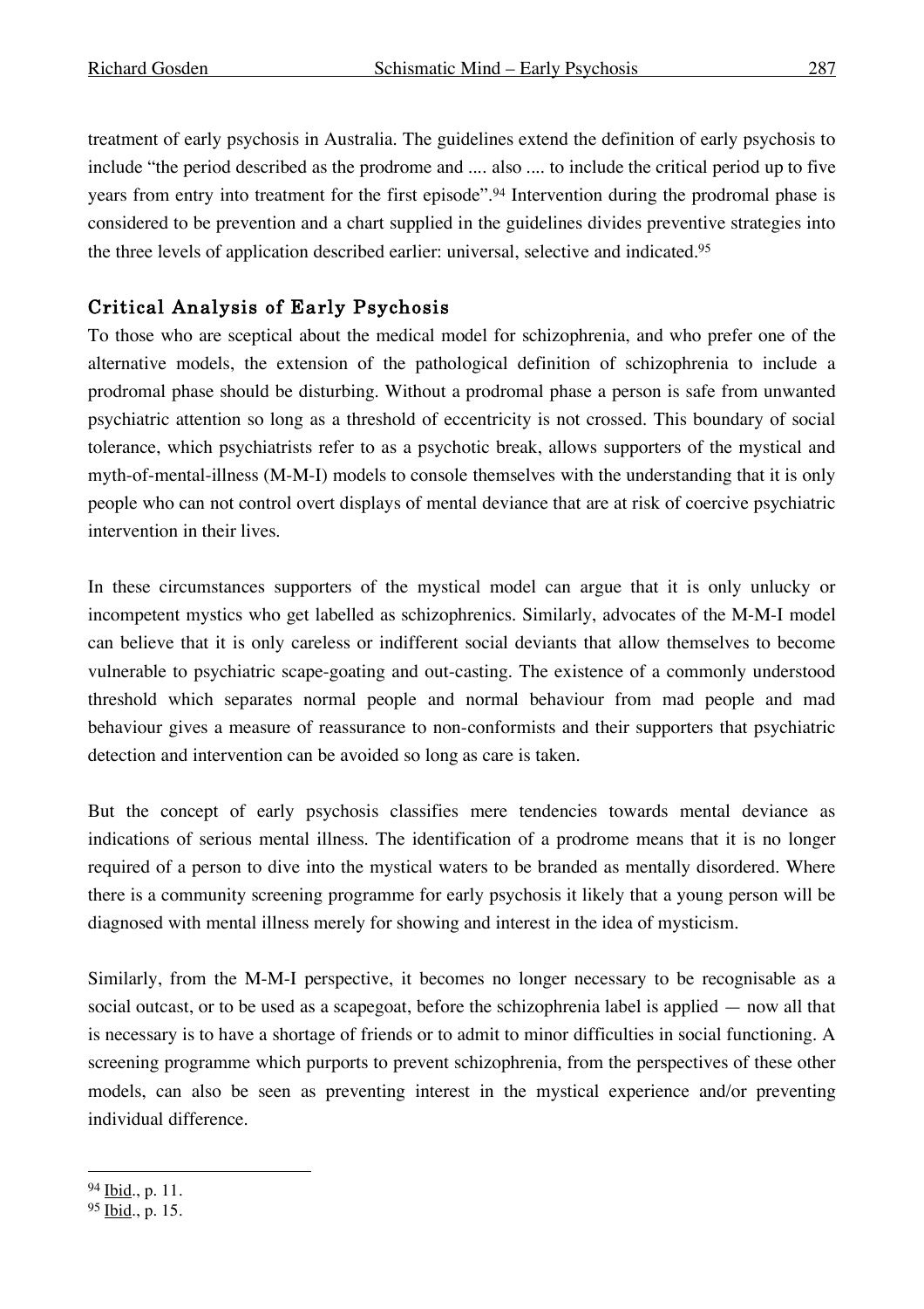treatment of early psychosis in Australia. The guidelines extend the definition of early psychosis to include "the period described as the prodrome and .... also .... to include the critical period up to five years from entry into treatment for the first episode".[94] Intervention during the prodromal phase is considered to be prevention and a chart supplied in the guidelines divides preventive strategies into the three levels of application described earlier: universal, selective and indicated.[95]

## Critical Analysis of Early Psychosis

To those who are sceptical about the medical model for schizophrenia, and who prefer one of the alternative models, the extension of the pathological definition of schizophrenia to include a prodromal phase should be disturbing. Without a prodromal phase a person is safe from unwanted psychiatric attention so long as a threshold of eccentricity is not crossed. This boundary of social tolerance, which psychiatrists refer to as a psychotic break, allows supporters of the mystical and myth-of-mental-illness (M-M-I) models to console themselves with the understanding that it is only people who can not control overt displays of mental deviance that are at risk of coercive psychiatric intervention in their lives.

In these circumstances supporters of the mystical model can argue that it is only unlucky or incompetent mystics who get labelled as schizophrenics. Similarly, advocates of the M-M-I model can believe that it is only careless or indifferent social deviants that allow themselves to become vulnerable to psychiatric scape-goating and out-casting. The existence of a commonly understood threshold which separates normal people and normal behaviour from mad people and mad behaviour gives a measure of reassurance to non-conformists and their supporters that psychiatric detection and intervention can be avoided so long as care is taken.

But the concept of early psychosis classifies mere tendencies towards mental deviance as indications of serious mental illness. The identification of a prodrome means that it is no longer required of a person to dive into the mystical waters to be branded as mentally disordered. Where there is a community screening programme for early psychosis it likely that a young person will be diagnosed with mental illness merely for showing and interest in the idea of mysticism.

Similarly, from the M-M-I perspective, it becomes no longer necessary to be recognisable as a social outcast, or to be used as a scapegoat, before the schizophrenia label is applied — now all that is necessary is to have a shortage of friends or to admit to minor difficulties in social functioning. A screening programme which purports to prevent schizophrenia, from the perspectives of these other models, can also be seen as preventing interest in the mystical experience and/or preventing individual difference.

---

[94] Ibid., p. 11.

[95] Ibid., p. 15.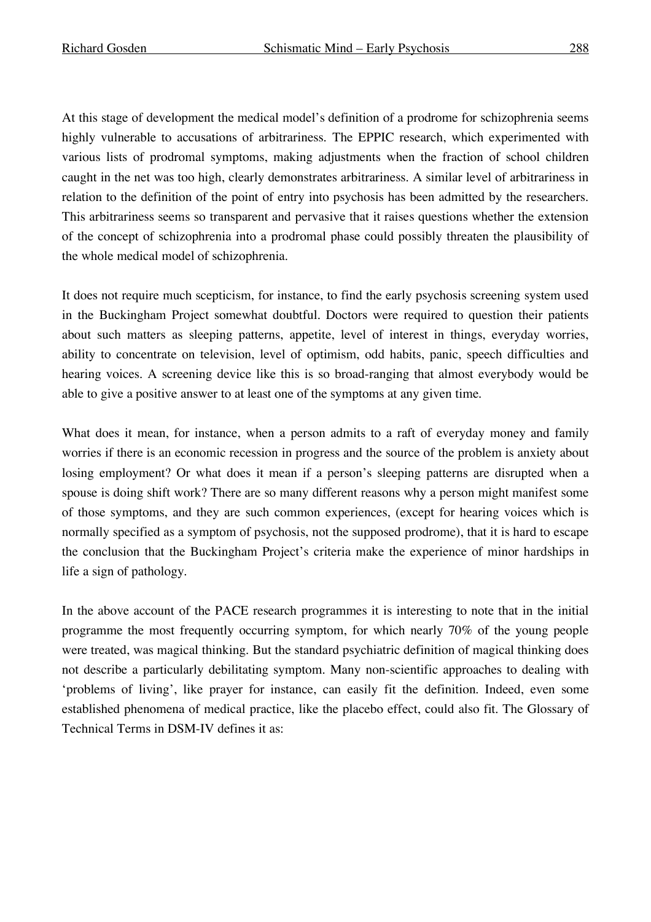At this stage of development the medical model's definition of a prodrome for schizophrenia seems highly vulnerable to accusations of arbitrariness. The EPPIC research, which experimented with various lists of prodromal symptoms, making adjustments when the fraction of school children caught in the net was too high, clearly demonstrates arbitrariness. A similar level of arbitrariness in relation to the definition of the point of entry into psychosis has been admitted by the researchers. This arbitrariness seems so transparent and pervasive that it raises questions whether the extension of the concept of schizophrenia into a prodromal phase could possibly threaten the plausibility of the whole medical model of schizophrenia.

It does not require much scepticism, for instance, to find the early psychosis screening system used in the Buckingham Project somewhat doubtful. Doctors were required to question their patients about such matters as sleeping patterns, appetite, level of interest in things, everyday worries, ability to concentrate on television, level of optimism, odd habits, panic, speech difficulties and hearing voices. A screening device like this is so broad-ranging that almost everybody would be able to give a positive answer to at least one of the symptoms at any given time.

What does it mean, for instance, when a person admits to a raft of everyday money and family worries if there is an economic recession in progress and the source of the problem is anxiety about losing employment? Or what does it mean if a person's sleeping patterns are disrupted when a spouse is doing shift work? There are so many different reasons why a person might manifest some of those symptoms, and they are such common experiences, (except for hearing voices which is normally specified as a symptom of psychosis, not the supposed prodrome), that it is hard to escape the conclusion that the Buckingham Project's criteria make the experience of minor hardships in life a sign of pathology.

In the above account of the PACE research programmes it is interesting to note that in the initial programme the most frequently occurring symptom, for which nearly 70% of the young people were treated, was magical thinking. But the standard psychiatric definition of magical thinking does not describe a particularly debilitating symptom. Many non-scientific approaches to dealing with 'problems of living', like prayer for instance, can easily fit the definition. Indeed, even some established phenomena of medical practice, like the placebo effect, could also fit. The Glossary of Technical Terms in DSM-IV defines it as: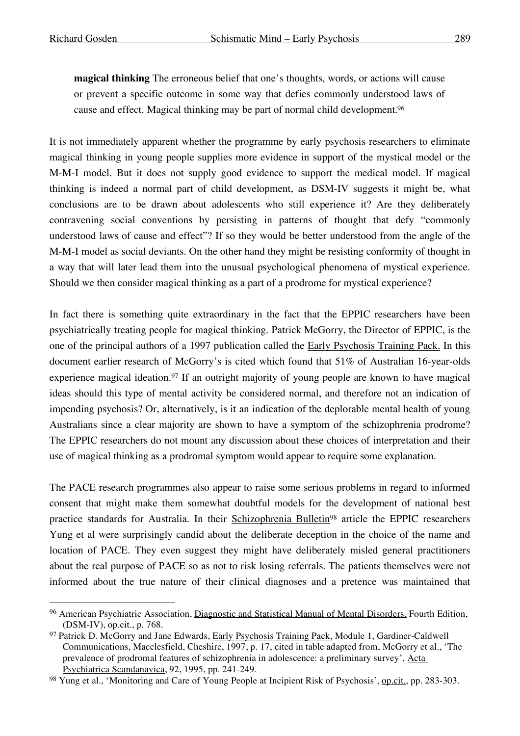> **magical thinking** The erroneous belief that one's thoughts, words, or actions will cause or prevent a specific outcome in some way that defies commonly understood laws of cause and effect. Magical thinking may be part of normal child development.[96]

It is not immediately apparent whether the programme by early psychosis researchers to eliminate magical thinking in young people supplies more evidence in support of the mystical model or the M-M-I model. But it does not supply good evidence to support the medical model. If magical thinking is indeed a normal part of child development, as DSM-IV suggests it might be, what conclusions are to be drawn about adolescents who still experience it? Are they deliberately contravening social conventions by persisting in patterns of thought that defy "commonly understood laws of cause and effect"? If so they would be better understood from the angle of the M-M-I model as social deviants. On the other hand they might be resisting conformity of thought in a way that will later lead them into the unusual psychological phenomena of mystical experience. Should we then consider magical thinking as a part of a prodrome for mystical experience?

In fact there is something quite extraordinary in the fact that the EPPIC researchers have been psychiatrically treating people for magical thinking. Patrick McGorry, the Director of EPPIC, is the one of the principal authors of a 1997 publication called the Early Psychosis Training Pack. In this document earlier research of McGorry's is cited which found that 51% of Australian 16-year-olds experience magical ideation.[97] If an outright majority of young people are known to have magical ideas should this type of mental activity be considered normal, and therefore not an indication of impending psychosis? Or, alternatively, is it an indication of the deplorable mental health of young Australians since a clear majority are shown to have a symptom of the schizophrenia prodrome? The EPPIC researchers do not mount any discussion about these choices of interpretation and their use of magical thinking as a prodromal symptom would appear to require some explanation.

The PACE research programmes also appear to raise some serious problems in regard to informed consent that might make them somewhat doubtful models for the development of national best practice standards for Australia. In their Schizophrenia Bulletin[98] article the EPPIC researchers Yung et al were surprisingly candid about the deliberate deception in the choice of the name and location of PACE. They even suggest they might have deliberately misled general practitioners about the real purpose of PACE so as not to risk losing referrals. The patients themselves were not informed about the true nature of their clinical diagnoses and a pretence was maintained that

---

[96] American Psychiatric Association, Diagnostic and Statistical Manual of Mental Disorders, Fourth Edition, (DSM-IV), op.cit., p. 768.

[97] Patrick D. McGorry and Jane Edwards, Early Psychosis Training Pack, Module 1, Gardiner-Caldwell Communications, Macclesfield, Cheshire, 1997, p. 17, cited in table adapted from, McGorry et al., 'The prevalence of prodromal features of schizophrenia in adolescence: a preliminary survey', Acta Psychiatrica Scandanavica, 92, 1995, pp. 241-249.

[98] Yung et al., 'Monitoring and Care of Young People at Incipient Risk of Psychosis', op.cit., pp. 283-303.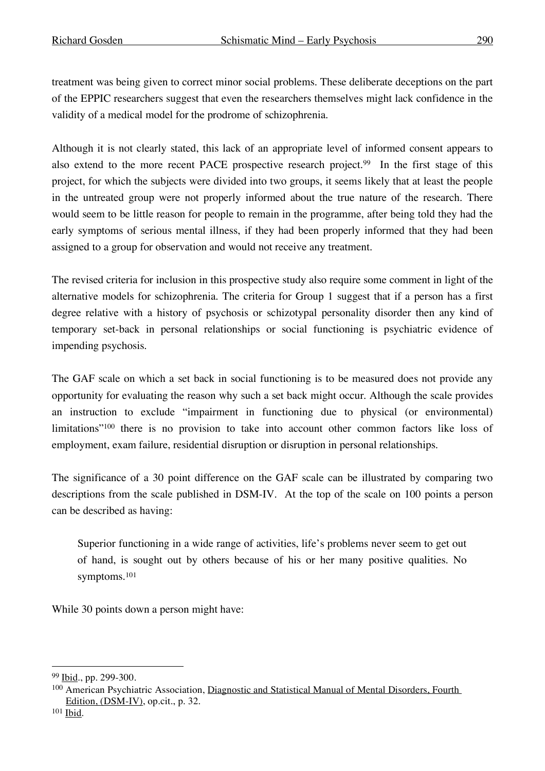treatment was being given to correct minor social problems. These deliberate deceptions on the part of the EPPIC researchers suggest that even the researchers themselves might lack confidence in the validity of a medical model for the prodrome of schizophrenia.

Although it is not clearly stated, this lack of an appropriate level of informed consent appears to also extend to the more recent PACE prospective research project.[99] In the first stage of this project, for which the subjects were divided into two groups, it seems likely that at least the people in the untreated group were not properly informed about the true nature of the research. There would seem to be little reason for people to remain in the programme, after being told they had the early symptoms of serious mental illness, if they had been properly informed that they had been assigned to a group for observation and would not receive any treatment.

The revised criteria for inclusion in this prospective study also require some comment in light of the alternative models for schizophrenia. The criteria for Group 1 suggest that if a person has a first degree relative with a history of psychosis or schizotypal personality disorder then any kind of temporary set-back in personal relationships or social functioning is psychiatric evidence of impending psychosis.

The GAF scale on which a set back in social functioning is to be measured does not provide any opportunity for evaluating the reason why such a set back might occur. Although the scale provides an instruction to exclude "impairment in functioning due to physical (or environmental) limitations"[100] there is no provision to take into account other common factors like loss of employment, exam failure, residential disruption or disruption in personal relationships.

The significance of a 30 point difference on the GAF scale can be illustrated by comparing two descriptions from the scale published in DSM-IV. At the top of the scale on 100 points a person can be described as having:

> Superior functioning in a wide range of activities, life's problems never seem to get out of hand, is sought out by others because of his or her many positive qualities. No symptoms.[101]

While 30 points down a person might have:

---

[99] Ibid., pp. 299-300.

[100] American Psychiatric Association, Diagnostic and Statistical Manual of Mental Disorders, Fourth Edition, (DSM-IV), op.cit., p. 32.

[101] Ibid.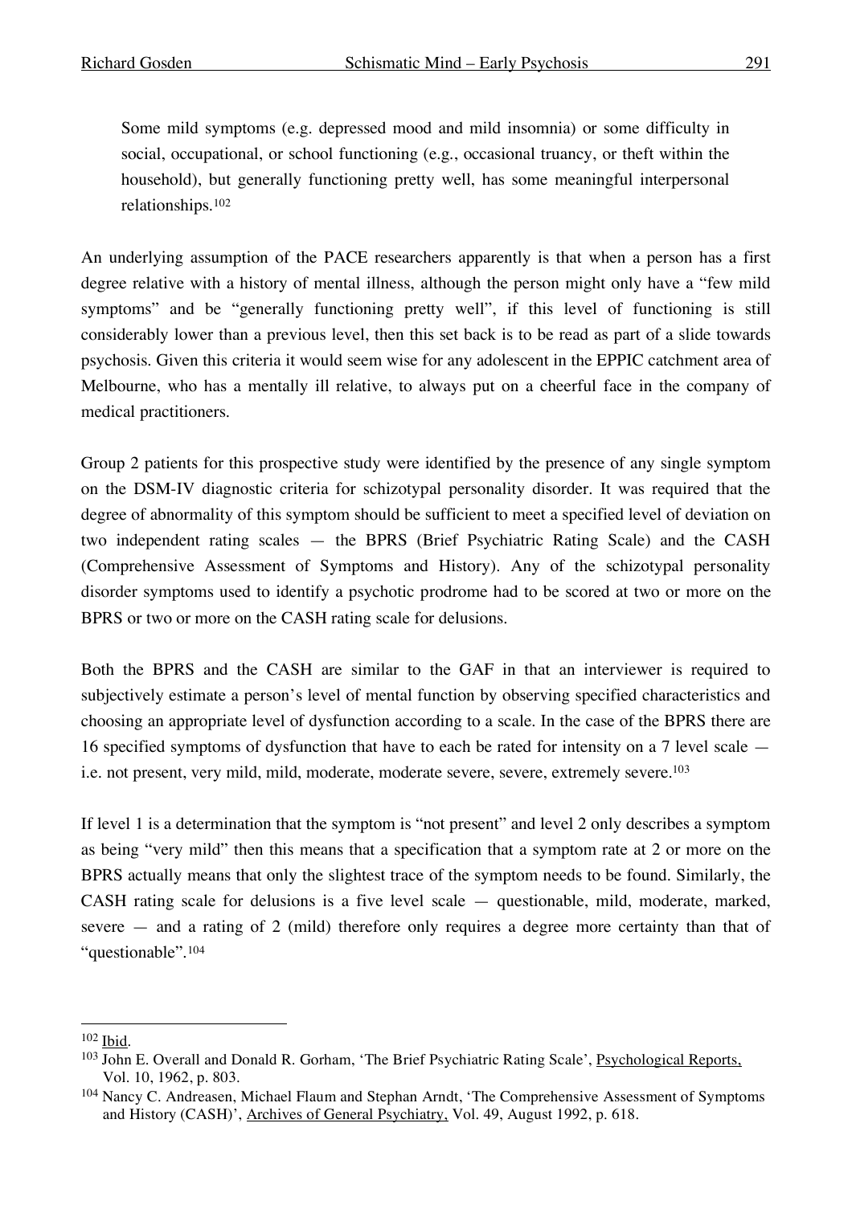> Some mild symptoms (e.g. depressed mood and mild insomnia) or some difficulty in social, occupational, or school functioning (e.g., occasional truancy, or theft within the household), but generally functioning pretty well, has some meaningful interpersonal relationships.[102]

An underlying assumption of the PACE researchers apparently is that when a person has a first degree relative with a history of mental illness, although the person might only have a "few mild symptoms" and be "generally functioning pretty well", if this level of functioning is still considerably lower than a previous level, then this set back is to be read as part of a slide towards psychosis. Given this criteria it would seem wise for any adolescent in the EPPIC catchment area of Melbourne, who has a mentally ill relative, to always put on a cheerful face in the company of medical practitioners.

Group 2 patients for this prospective study were identified by the presence of any single symptom on the DSM-IV diagnostic criteria for schizotypal personality disorder. It was required that the degree of abnormality of this symptom should be sufficient to meet a specified level of deviation on two independent rating scales — the BPRS (Brief Psychiatric Rating Scale) and the CASH (Comprehensive Assessment of Symptoms and History). Any of the schizotypal personality disorder symptoms used to identify a psychotic prodrome had to be scored at two or more on the BPRS or two or more on the CASH rating scale for delusions.

Both the BPRS and the CASH are similar to the GAF in that an interviewer is required to subjectively estimate a person's level of mental function by observing specified characteristics and choosing an appropriate level of dysfunction according to a scale. In the case of the BPRS there are 16 specified symptoms of dysfunction that have to each be rated for intensity on a 7 level scale — i.e. not present, very mild, mild, moderate, moderate severe, severe, extremely severe.[103]

If level 1 is a determination that the symptom is "not present" and level 2 only describes a symptom as being "very mild" then this means that a specification that a symptom rate at 2 or more on the BPRS actually means that only the slightest trace of the symptom needs to be found. Similarly, the CASH rating scale for delusions is a five level scale — questionable, mild, moderate, marked, severe — and a rating of 2 (mild) therefore only requires a degree more certainty than that of "questionable".[104]

---

[102] Ibid.

[103] John E. Overall and Donald R. Gorham, 'The Brief Psychiatric Rating Scale', Psychological Reports, Vol. 10, 1962, p. 803.

[104] Nancy C. Andreasen, Michael Flaum and Stephan Arndt, 'The Comprehensive Assessment of Symptoms and History (CASH)', Archives of General Psychiatry, Vol. 49, August 1992, p. 618.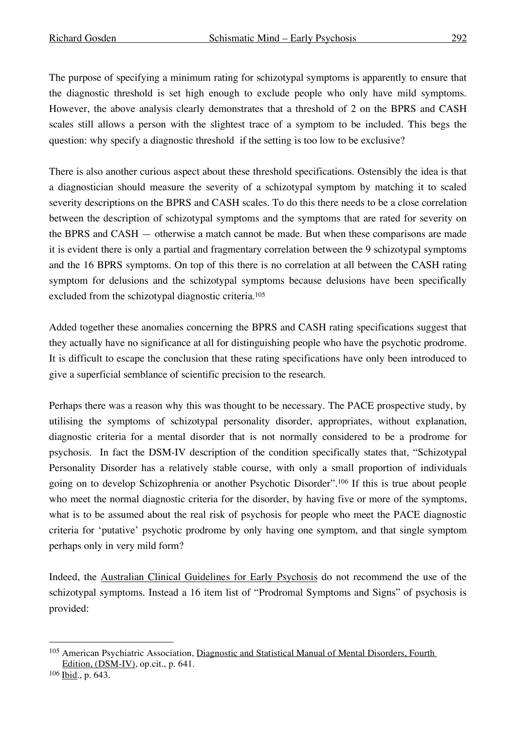The purpose of specifying a minimum rating for schizotypal symptoms is apparently to ensure that the diagnostic threshold is set high enough to exclude people who only have mild symptoms. However, the above analysis clearly demonstrates that a threshold of 2 on the BPRS and CASH scales still allows a person with the slightest trace of a symptom to be included. This begs the question: why specify a diagnostic threshold if the setting is too low to be exclusive?

There is also another curious aspect about these threshold specifications. Ostensibly the idea is that a diagnostician should measure the severity of a schizotypal symptom by matching it to scaled severity descriptions on the BPRS and CASH scales. To do this there needs to be a close correlation between the description of schizotypal symptoms and the symptoms that are rated for severity on the BPRS and CASH — otherwise a match cannot be made. But when these comparisons are made it is evident there is only a partial and fragmentary correlation between the 9 schizotypal symptoms and the 16 BPRS symptoms. On top of this there is no correlation at all between the CASH rating symptom for delusions and the schizotypal symptoms because delusions have been specifically excluded from the schizotypal diagnostic criteria.[105]

Added together these anomalies concerning the BPRS and CASH rating specifications suggest that they actually have no significance at all for distinguishing people who have the psychotic prodrome. It is difficult to escape the conclusion that these rating specifications have only been introduced to give a superficial semblance of scientific precision to the research.

Perhaps there was a reason why this was thought to be necessary. The PACE prospective study, by utilising the symptoms of schizotypal personality disorder, appropriates, without explanation, diagnostic criteria for a mental disorder that is not normally considered to be a prodrome for psychosis. In fact the DSM-IV description of the condition specifically states that, "Schizotypal Personality Disorder has a relatively stable course, with only a small proportion of individuals going on to develop Schizophrenia or another Psychotic Disorder".[106] If this is true about people who meet the normal diagnostic criteria for the disorder, by having five or more of the symptoms, what is to be assumed about the real risk of psychosis for people who meet the PACE diagnostic criteria for 'putative' psychotic prodrome by only having one symptom, and that single symptom perhaps only in very mild form?

Indeed, the Australian Clinical Guidelines for Early Psychosis do not recommend the use of the schizotypal symptoms. Instead a 16 item list of "Prodromal Symptoms and Signs" of psychosis is provided:

---

[105] American Psychiatric Association, Diagnostic and Statistical Manual of Mental Disorders, Fourth Edition, (DSM-IV), op.cit., p. 641.

[106] Ibid., p. 643.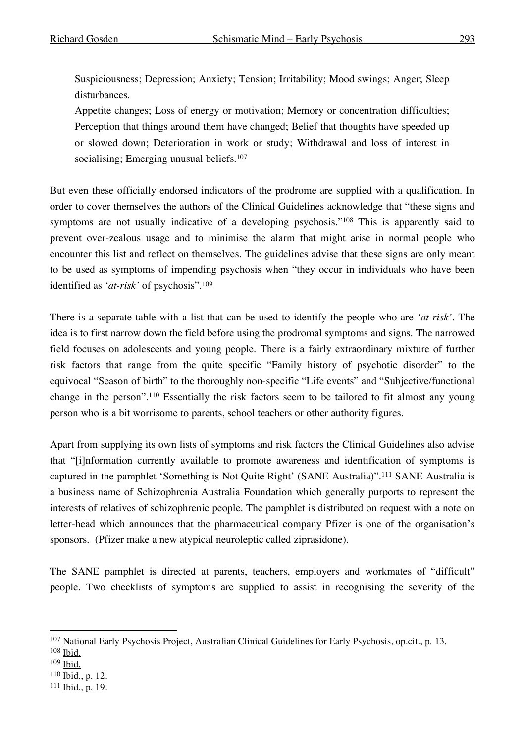Suspiciousness; Depression; Anxiety; Tension; Irritability; Mood swings; Anger; Sleep disturbances.

Appetite changes; Loss of energy or motivation; Memory or concentration difficulties; Perception that things around them have changed; Belief that thoughts have speeded up or slowed down; Deterioration in work or study; Withdrawal and loss of interest in socialising; Emerging unusual beliefs.[107]

But even these officially endorsed indicators of the prodrome are supplied with a qualification. In order to cover themselves the authors of the Clinical Guidelines acknowledge that "these signs and symptoms are not usually indicative of a developing psychosis."[108] This is apparently said to prevent over-zealous usage and to minimise the alarm that might arise in normal people who encounter this list and reflect on themselves. The guidelines advise that these signs are only meant to be used as symptoms of impending psychosis when "they occur in individuals who have been identified as *'at-risk'* of psychosis".[109]

There is a separate table with a list that can be used to identify the people who are *'at-risk'*. The idea is to first narrow down the field before using the prodromal symptoms and signs. The narrowed field focuses on adolescents and young people. There is a fairly extraordinary mixture of further risk factors that range from the quite specific "Family history of psychotic disorder" to the equivocal "Season of birth" to the thoroughly non-specific "Life events" and "Subjective/functional change in the person".[110] Essentially the risk factors seem to be tailored to fit almost any young person who is a bit worrisome to parents, school teachers or other authority figures.

Apart from supplying its own lists of symptoms and risk factors the Clinical Guidelines also advise that "[i]nformation currently available to promote awareness and identification of symptoms is captured in the pamphlet 'Something is Not Quite Right' (SANE Australia)".[111] SANE Australia is a business name of Schizophrenia Australia Foundation which generally purports to represent the interests of relatives of schizophrenic people. The pamphlet is distributed on request with a note on letter-head which announces that the pharmaceutical company Pfizer is one of the organisation's sponsors. (Pfizer make a new atypical neuroleptic called ziprasidone).

The SANE pamphlet is directed at parents, teachers, employers and workmates of "difficult" people. Two checklists of symptoms are supplied to assist in recognising the severity of the

---

[107] National Early Psychosis Project, Australian Clinical Guidelines for Early Psychosis, op.cit., p. 13.

[108] Ibid.

[109] Ibid.

[110] Ibid., p. 12.

[111] Ibid., p. 19.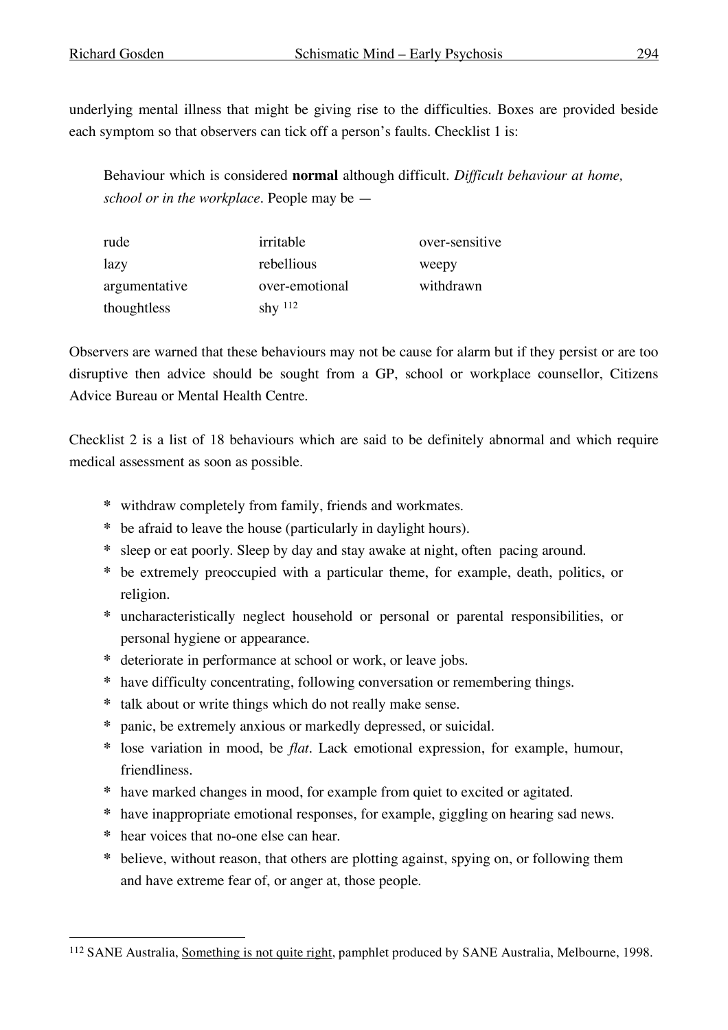underlying mental illness that might be giving rise to the difficulties. Boxes are provided beside each symptom so that observers can tick off a person's faults. Checklist 1 is:

> Behaviour which is considered **normal** although difficult. *Difficult behaviour at home, school or in the workplace*. People may be —
>
> | | | |
> |---|---|---|
> | rude | irritable | over-sensitive |
> | lazy | rebellious | weepy |
> | argumentative | over-emotional | withdrawn |
> | thoughtless | shy [112] | |

Observers are warned that these behaviours may not be cause for alarm but if they persist or are too disruptive then advice should be sought from a GP, school or workplace counsellor, Citizens Advice Bureau or Mental Health Centre.

Checklist 2 is a list of 18 behaviours which are said to be definitely abnormal and which require medical assessment as soon as possible.

- withdraw completely from family, friends and workmates.
- be afraid to leave the house (particularly in daylight hours).
- sleep or eat poorly. Sleep by day and stay awake at night, often pacing around.
- be extremely preoccupied with a particular theme, for example, death, politics, or religion.
- uncharacteristically neglect household or personal or parental responsibilities, or personal hygiene or appearance.
- deteriorate in performance at school or work, or leave jobs.
- have difficulty concentrating, following conversation or remembering things.
- talk about or write things which do not really make sense.
- panic, be extremely anxious or markedly depressed, or suicidal.
- lose variation in mood, be *flat*. Lack emotional expression, for example, humour, friendliness.
- have marked changes in mood, for example from quiet to excited or agitated.
- have inappropriate emotional responses, for example, giggling on hearing sad news.
- hear voices that no-one else can hear.
- believe, without reason, that others are plotting against, spying on, or following them and have extreme fear of, or anger at, those people.

---

[112] SANE Australia, Something is not quite right, pamphlet produced by SANE Australia, Melbourne, 1998.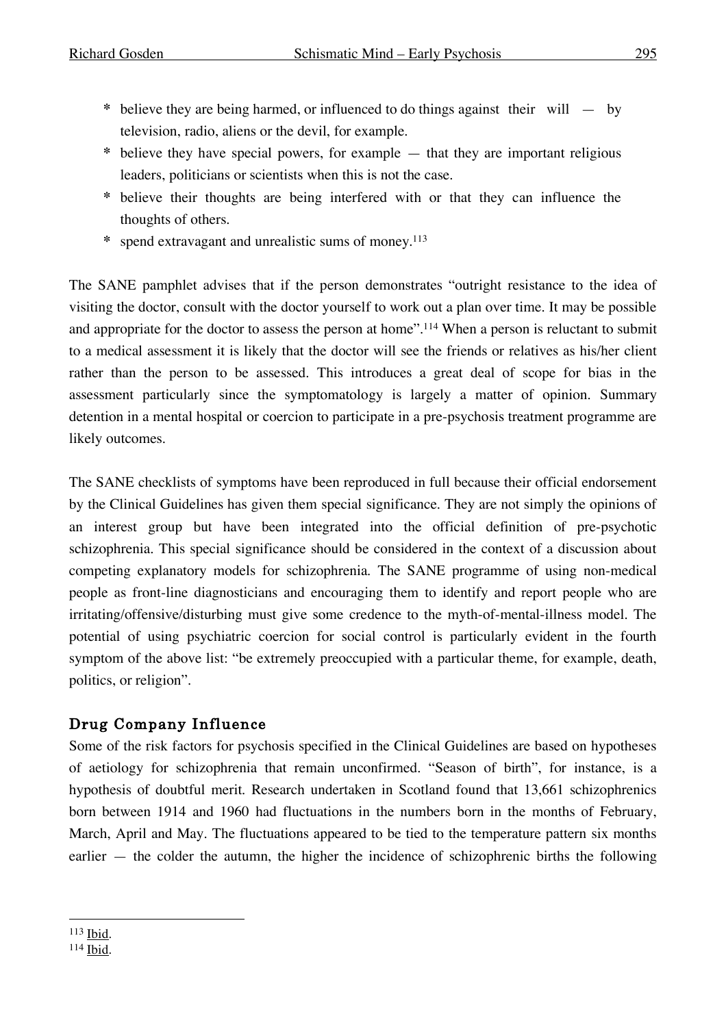* believe they are being harmed, or influenced to do things against their will — by television, radio, aliens or the devil, for example.
* believe they have special powers, for example — that they are important religious leaders, politicians or scientists when this is not the case.
* believe their thoughts are being interfered with or that they can influence the thoughts of others.
* spend extravagant and unrealistic sums of money.[113]

The SANE pamphlet advises that if the person demonstrates "outright resistance to the idea of visiting the doctor, consult with the doctor yourself to work out a plan over time. It may be possible and appropriate for the doctor to assess the person at home".[114] When a person is reluctant to submit to a medical assessment it is likely that the doctor will see the friends or relatives as his/her client rather than the person to be assessed. This introduces a great deal of scope for bias in the assessment particularly since the symptomatology is largely a matter of opinion. Summary detention in a mental hospital or coercion to participate in a pre-psychosis treatment programme are likely outcomes.

The SANE checklists of symptoms have been reproduced in full because their official endorsement by the Clinical Guidelines has given them special significance. They are not simply the opinions of an interest group but have been integrated into the official definition of pre-psychotic schizophrenia. This special significance should be considered in the context of a discussion about competing explanatory models for schizophrenia. The SANE programme of using non-medical people as front-line diagnosticians and encouraging them to identify and report people who are irritating/offensive/disturbing must give some credence to the myth-of-mental-illness model. The potential of using psychiatric coercion for social control is particularly evident in the fourth symptom of the above list: "be extremely preoccupied with a particular theme, for example, death, politics, or religion".

## Drug Company Influence

Some of the risk factors for psychosis specified in the Clinical Guidelines are based on hypotheses of aetiology for schizophrenia that remain unconfirmed. "Season of birth", for instance, is a hypothesis of doubtful merit. Research undertaken in Scotland found that 13,661 schizophrenics born between 1914 and 1960 had fluctuations in the numbers born in the months of February, March, April and May. The fluctuations appeared to be tied to the temperature pattern six months earlier — the colder the autumn, the higher the incidence of schizophrenic births the following

---

[113] Ibid.

[114] Ibid.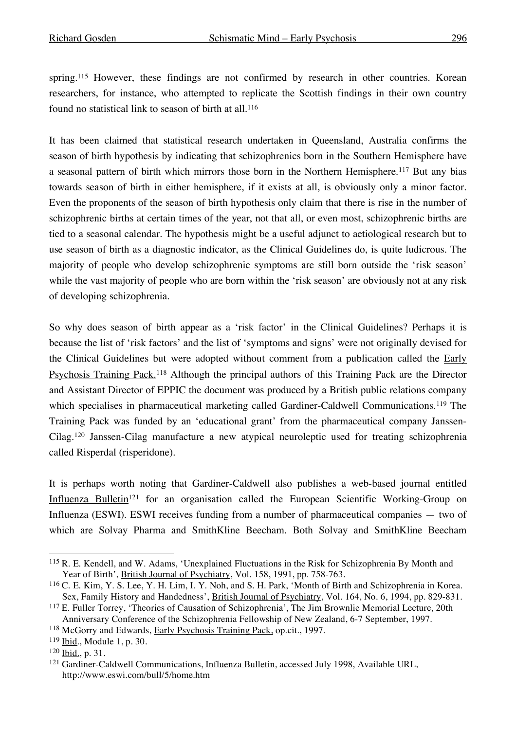spring.[115] However, these findings are not confirmed by research in other countries. Korean researchers, for instance, who attempted to replicate the Scottish findings in their own country found no statistical link to season of birth at all.[116]

It has been claimed that statistical research undertaken in Queensland, Australia confirms the season of birth hypothesis by indicating that schizophrenics born in the Southern Hemisphere have a seasonal pattern of birth which mirrors those born in the Northern Hemisphere.[117] But any bias towards season of birth in either hemisphere, if it exists at all, is obviously only a minor factor. Even the proponents of the season of birth hypothesis only claim that there is rise in the number of schizophrenic births at certain times of the year, not that all, or even most, schizophrenic births are tied to a seasonal calendar. The hypothesis might be a useful adjunct to aetiological research but to use season of birth as a diagnostic indicator, as the Clinical Guidelines do, is quite ludicrous. The majority of people who develop schizophrenic symptoms are still born outside the 'risk season' while the vast majority of people who are born within the 'risk season' are obviously not at any risk of developing schizophrenia.

So why does season of birth appear as a 'risk factor' in the Clinical Guidelines? Perhaps it is because the list of 'risk factors' and the list of 'symptoms and signs' were not originally devised for the Clinical Guidelines but were adopted without comment from a publication called the Early Psychosis Training Pack.[118] Although the principal authors of this Training Pack are the Director and Assistant Director of EPPIC the document was produced by a British public relations company which specialises in pharmaceutical marketing called Gardiner-Caldwell Communications.[119] The Training Pack was funded by an 'educational grant' from the pharmaceutical company Janssen-Cilag.[120] Janssen-Cilag manufacture a new atypical neuroleptic used for treating schizophrenia called Risperdal (risperidone).

It is perhaps worth noting that Gardiner-Caldwell also publishes a web-based journal entitled Influenza Bulletin[121] for an organisation called the European Scientific Working-Group on Influenza (ESWI). ESWI receives funding from a number of pharmaceutical companies — two of which are Solvay Pharma and SmithKline Beecham. Both Solvay and SmithKline Beecham

---

[115] R. E. Kendell, and W. Adams, 'Unexplained Fluctuations in the Risk for Schizophrenia By Month and Year of Birth', British Journal of Psychiatry, Vol. 158, 1991, pp. 758-763.

[116] C. E. Kim, Y. S. Lee, Y. H. Lim, I. Y. Noh, and S. H. Park, 'Month of Birth and Schizophrenia in Korea. Sex, Family History and Handedness', British Journal of Psychiatry, Vol. 164, No. 6, 1994, pp. 829-831.

[117] E. Fuller Torrey, 'Theories of Causation of Schizophrenia', The Jim Brownlie Memorial Lecture, 20th Anniversary Conference of the Schizophrenia Fellowship of New Zealand, 6-7 September, 1997.

[118] McGorry and Edwards, Early Psychosis Training Pack, op.cit., 1997.

[119] Ibid., Module 1, p. 30.

[120] Ibid., p. 31.

[121] Gardiner-Caldwell Communications, Influenza Bulletin, accessed July 1998, Available URL, http://www.eswi.com/bull/5/home.htm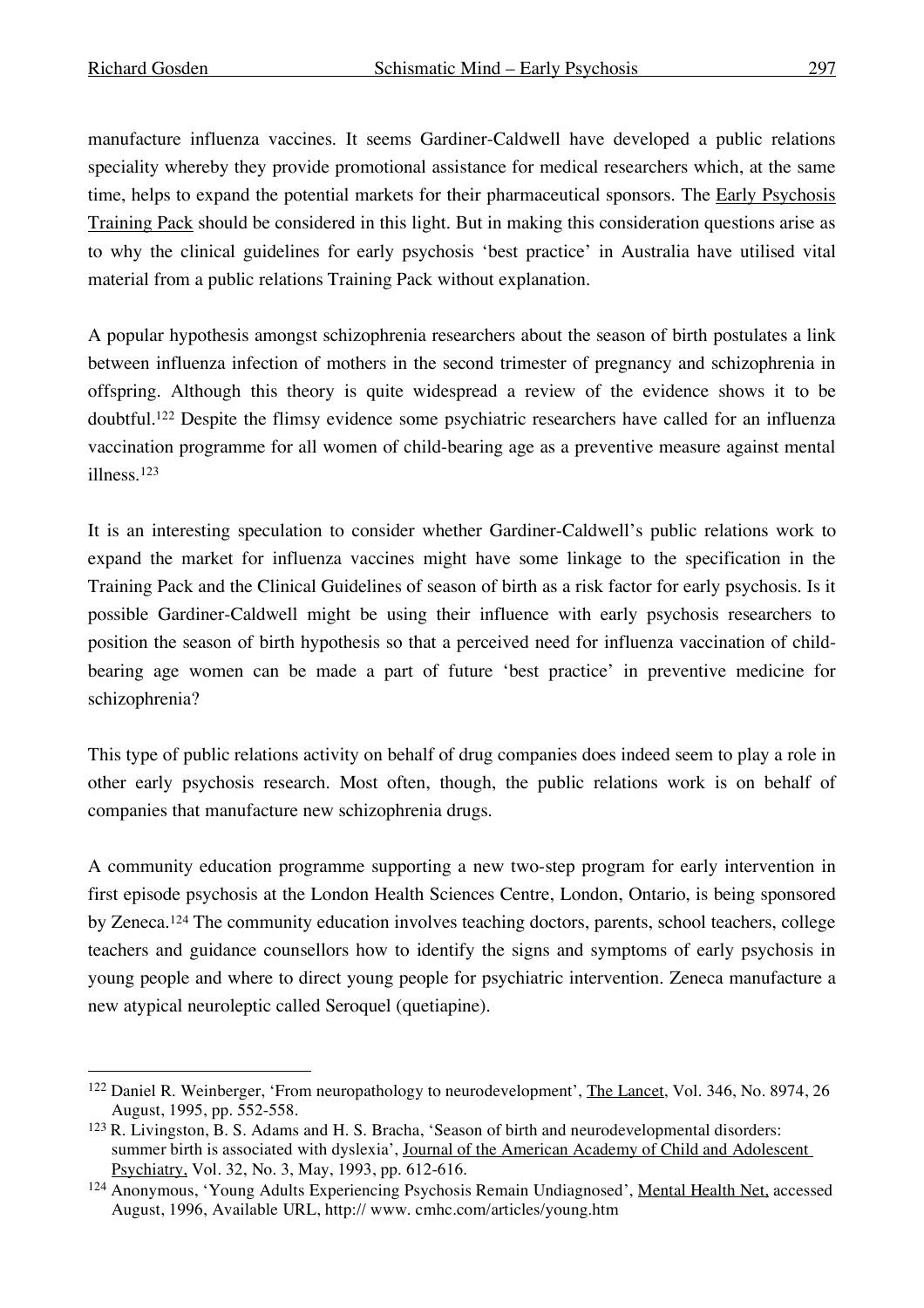manufacture influenza vaccines. It seems Gardiner-Caldwell have developed a public relations speciality whereby they provide promotional assistance for medical researchers which, at the same time, helps to expand the potential markets for their pharmaceutical sponsors. The Early Psychosis Training Pack should be considered in this light. But in making this consideration questions arise as to why the clinical guidelines for early psychosis 'best practice' in Australia have utilised vital material from a public relations Training Pack without explanation.

A popular hypothesis amongst schizophrenia researchers about the season of birth postulates a link between influenza infection of mothers in the second trimester of pregnancy and schizophrenia in offspring. Although this theory is quite widespread a review of the evidence shows it to be doubtful.[122] Despite the flimsy evidence some psychiatric researchers have called for an influenza vaccination programme for all women of child-bearing age as a preventive measure against mental illness.[123]

It is an interesting speculation to consider whether Gardiner-Caldwell's public relations work to expand the market for influenza vaccines might have some linkage to the specification in the Training Pack and the Clinical Guidelines of season of birth as a risk factor for early psychosis. Is it possible Gardiner-Caldwell might be using their influence with early psychosis researchers to position the season of birth hypothesis so that a perceived need for influenza vaccination of child-bearing age women can be made a part of future 'best practice' in preventive medicine for schizophrenia?

This type of public relations activity on behalf of drug companies does indeed seem to play a role in other early psychosis research. Most often, though, the public relations work is on behalf of companies that manufacture new schizophrenia drugs.

A community education programme supporting a new two-step program for early intervention in first episode psychosis at the London Health Sciences Centre, London, Ontario, is being sponsored by Zeneca.[124] The community education involves teaching doctors, parents, school teachers, college teachers and guidance counsellors how to identify the signs and symptoms of early psychosis in young people and where to direct young people for psychiatric intervention. Zeneca manufacture a new atypical neuroleptic called Seroquel (quetiapine).

---

[122] Daniel R. Weinberger, 'From neuropathology to neurodevelopment', The Lancet, Vol. 346, No. 8974, 26 August, 1995, pp. 552-558.

[123] R. Livingston, B. S. Adams and H. S. Bracha, 'Season of birth and neurodevelopmental disorders: summer birth is associated with dyslexia', Journal of the American Academy of Child and Adolescent Psychiatry, Vol. 32, No. 3, May, 1993, pp. 612-616.

[124] Anonymous, 'Young Adults Experiencing Psychosis Remain Undiagnosed', Mental Health Net, accessed August, 1996, Available URL, http:// www. cmhc.com/articles/young.htm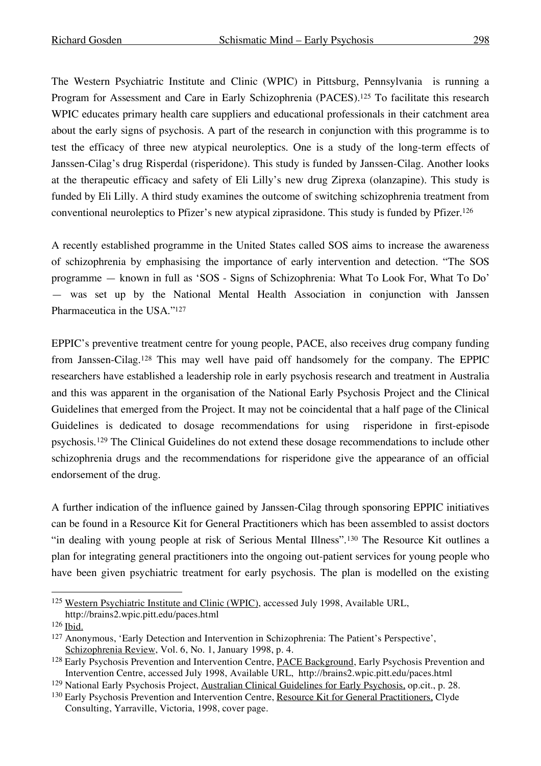The Western Psychiatric Institute and Clinic (WPIC) in Pittsburg, Pennsylvania is running a Program for Assessment and Care in Early Schizophrenia (PACES).[125] To facilitate this research WPIC educates primary health care suppliers and educational professionals in their catchment area about the early signs of psychosis. A part of the research in conjunction with this programme is to test the efficacy of three new atypical neuroleptics. One is a study of the long-term effects of Janssen-Cilag's drug Risperdal (risperidone). This study is funded by Janssen-Cilag. Another looks at the therapeutic efficacy and safety of Eli Lilly's new drug Ziprexa (olanzapine). This study is funded by Eli Lilly. A third study examines the outcome of switching schizophrenia treatment from conventional neuroleptics to Pfizer's new atypical ziprasidone. This study is funded by Pfizer.[126]

A recently established programme in the United States called SOS aims to increase the awareness of schizophrenia by emphasising the importance of early intervention and detection. "The SOS programme — known in full as 'SOS - Signs of Schizophrenia: What To Look For, What To Do' — was set up by the National Mental Health Association in conjunction with Janssen Pharmaceutica in the USA."[127]

EPPIC's preventive treatment centre for young people, PACE, also receives drug company funding from Janssen-Cilag.[128] This may well have paid off handsomely for the company. The EPPIC researchers have established a leadership role in early psychosis research and treatment in Australia and this was apparent in the organisation of the National Early Psychosis Project and the Clinical Guidelines that emerged from the Project. It may not be coincidental that a half page of the Clinical Guidelines is dedicated to dosage recommendations for using risperidone in first-episode psychosis.[129] The Clinical Guidelines do not extend these dosage recommendations to include other schizophrenia drugs and the recommendations for risperidone give the appearance of an official endorsement of the drug.

A further indication of the influence gained by Janssen-Cilag through sponsoring EPPIC initiatives can be found in a Resource Kit for General Practitioners which has been assembled to assist doctors "in dealing with young people at risk of Serious Mental Illness".[130] The Resource Kit outlines a plan for integrating general practitioners into the ongoing out-patient services for young people who have been given psychiatric treatment for early psychosis. The plan is modelled on the existing

---

[125] Western Psychiatric Institute and Clinic (WPIC), accessed July 1998, Available URL, http://brains2.wpic.pitt.edu/paces.html

[126] Ibid.

[127] Anonymous, 'Early Detection and Intervention in Schizophrenia: The Patient's Perspective', Schizophrenia Review, Vol. 6, No. 1, January 1998, p. 4.

[128] Early Psychosis Prevention and Intervention Centre, PACE Background, Early Psychosis Prevention and Intervention Centre, accessed July 1998, Available URL, http://brains2.wpic.pitt.edu/paces.html

[129] National Early Psychosis Project, Australian Clinical Guidelines for Early Psychosis, op.cit., p. 28.

[130] Early Psychosis Prevention and Intervention Centre, Resource Kit for General Practitioners, Clyde Consulting, Yarraville, Victoria, 1998, cover page.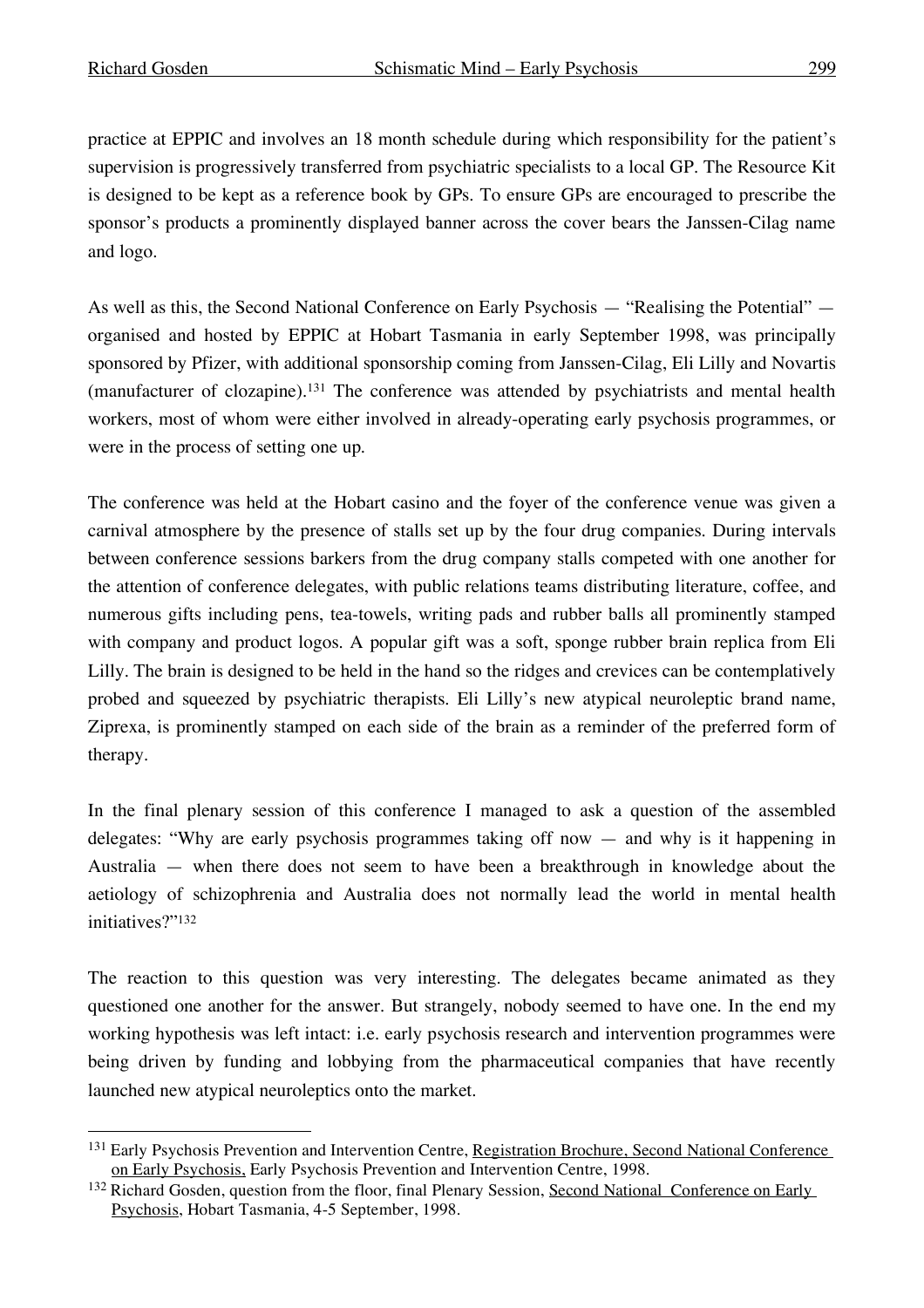practice at EPPIC and involves an 18 month schedule during which responsibility for the patient's supervision is progressively transferred from psychiatric specialists to a local GP. The Resource Kit is designed to be kept as a reference book by GPs. To ensure GPs are encouraged to prescribe the sponsor's products a prominently displayed banner across the cover bears the Janssen-Cilag name and logo.

As well as this, the Second National Conference on Early Psychosis — "Realising the Potential" — organised and hosted by EPPIC at Hobart Tasmania in early September 1998, was principally sponsored by Pfizer, with additional sponsorship coming from Janssen-Cilag, Eli Lilly and Novartis (manufacturer of clozapine).[131] The conference was attended by psychiatrists and mental health workers, most of whom were either involved in already-operating early psychosis programmes, or were in the process of setting one up.

The conference was held at the Hobart casino and the foyer of the conference venue was given a carnival atmosphere by the presence of stalls set up by the four drug companies. During intervals between conference sessions barkers from the drug company stalls competed with one another for the attention of conference delegates, with public relations teams distributing literature, coffee, and numerous gifts including pens, tea-towels, writing pads and rubber balls all prominently stamped with company and product logos. A popular gift was a soft, sponge rubber brain replica from Eli Lilly. The brain is designed to be held in the hand so the ridges and crevices can be contemplatively probed and squeezed by psychiatric therapists. Eli Lilly's new atypical neuroleptic brand name, Ziprexa, is prominently stamped on each side of the brain as a reminder of the preferred form of therapy.

In the final plenary session of this conference I managed to ask a question of the assembled delegates: "Why are early psychosis programmes taking off now — and why is it happening in Australia — when there does not seem to have been a breakthrough in knowledge about the aetiology of schizophrenia and Australia does not normally lead the world in mental health initiatives?"[132]

The reaction to this question was very interesting. The delegates became animated as they questioned one another for the answer. But strangely, nobody seemed to have one. In the end my working hypothesis was left intact: i.e. early psychosis research and intervention programmes were being driven by funding and lobbying from the pharmaceutical companies that have recently launched new atypical neuroleptics onto the market.

---

[131] Early Psychosis Prevention and Intervention Centre, Registration Brochure, Second National Conference on Early Psychosis, Early Psychosis Prevention and Intervention Centre, 1998.

[132] Richard Gosden, question from the floor, final Plenary Session, Second National Conference on Early Psychosis, Hobart Tasmania, 4-5 September, 1998.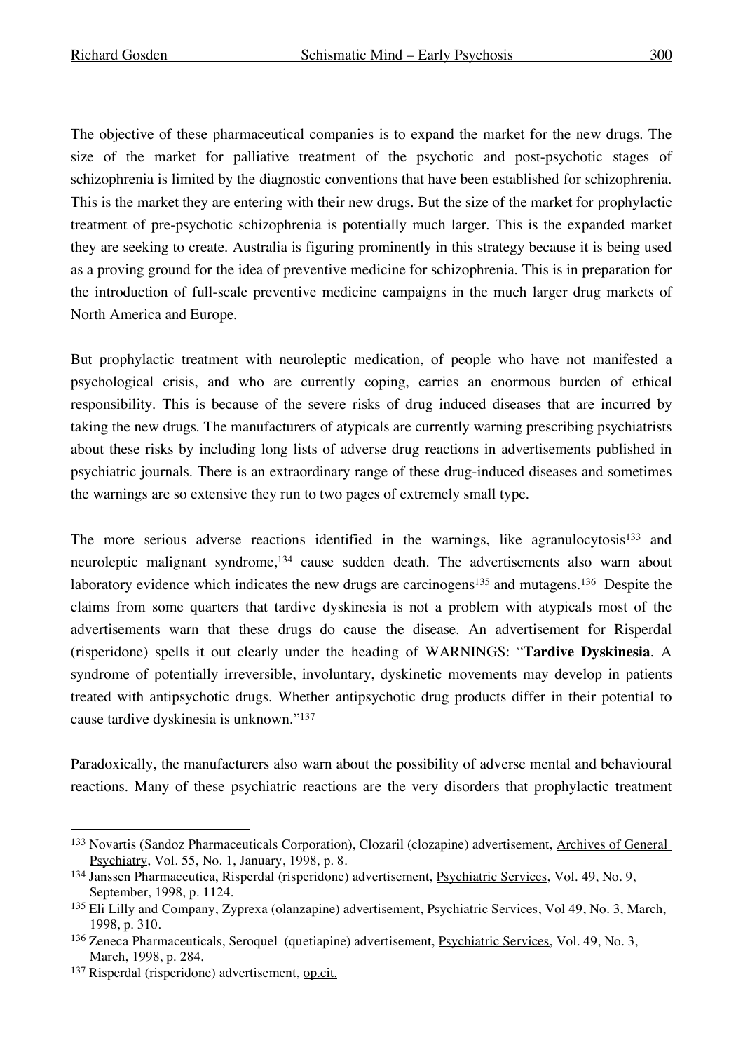The objective of these pharmaceutical companies is to expand the market for the new drugs. The size of the market for palliative treatment of the psychotic and post-psychotic stages of schizophrenia is limited by the diagnostic conventions that have been established for schizophrenia. This is the market they are entering with their new drugs. But the size of the market for prophylactic treatment of pre-psychotic schizophrenia is potentially much larger. This is the expanded market they are seeking to create. Australia is figuring prominently in this strategy because it is being used as a proving ground for the idea of preventive medicine for schizophrenia. This is in preparation for the introduction of full-scale preventive medicine campaigns in the much larger drug markets of North America and Europe.

But prophylactic treatment with neuroleptic medication, of people who have not manifested a psychological crisis, and who are currently coping, carries an enormous burden of ethical responsibility. This is because of the severe risks of drug induced diseases that are incurred by taking the new drugs. The manufacturers of atypicals are currently warning prescribing psychiatrists about these risks by including long lists of adverse drug reactions in advertisements published in psychiatric journals. There is an extraordinary range of these drug-induced diseases and sometimes the warnings are so extensive they run to two pages of extremely small type.

The more serious adverse reactions identified in the warnings, like agranulocytosis[133] and neuroleptic malignant syndrome,[134] cause sudden death. The advertisements also warn about laboratory evidence which indicates the new drugs are carcinogens[135] and mutagens.[136] Despite the claims from some quarters that tardive dyskinesia is not a problem with atypicals most of the advertisements warn that these drugs do cause the disease. An advertisement for Risperdal (risperidone) spells it out clearly under the heading of WARNINGS: "**Tardive Dyskinesia**. A syndrome of potentially irreversible, involuntary, dyskinetic movements may develop in patients treated with antipsychotic drugs. Whether antipsychotic drug products differ in their potential to cause tardive dyskinesia is unknown."[137]

Paradoxically, the manufacturers also warn about the possibility of adverse mental and behavioural reactions. Many of these psychiatric reactions are the very disorders that prophylactic treatment

---

[133] Novartis (Sandoz Pharmaceuticals Corporation), Clozaril (clozapine) advertisement, Archives of General Psychiatry, Vol. 55, No. 1, January, 1998, p. 8.

[134] Janssen Pharmaceutica, Risperdal (risperidone) advertisement, Psychiatric Services, Vol. 49, No. 9, September, 1998, p. 1124.

[135] Eli Lilly and Company, Zyprexa (olanzapine) advertisement, Psychiatric Services, Vol 49, No. 3, March, 1998, p. 310.

[136] Zeneca Pharmaceuticals, Seroquel (quetiapine) advertisement, Psychiatric Services, Vol. 49, No. 3, March, 1998, p. 284.

[137] Risperdal (risperidone) advertisement, op.cit.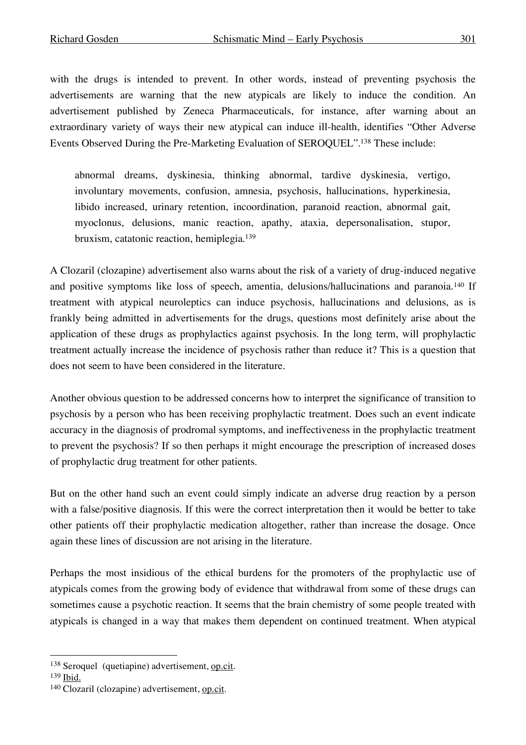with the drugs is intended to prevent. In other words, instead of preventing psychosis the advertisements are warning that the new atypicals are likely to induce the condition. An advertisement published by Zeneca Pharmaceuticals, for instance, after warning about an extraordinary variety of ways their new atypical can induce ill-health, identifies "Other Adverse Events Observed During the Pre-Marketing Evaluation of SEROQUEL".[138] These include:

> abnormal dreams, dyskinesia, thinking abnormal, tardive dyskinesia, vertigo, involuntary movements, confusion, amnesia, psychosis, hallucinations, hyperkinesia, libido increased, urinary retention, incoordination, paranoid reaction, abnormal gait, myoclonus, delusions, manic reaction, apathy, ataxia, depersonalisation, stupor, bruxism, catatonic reaction, hemiplegia.[139]

A Clozaril (clozapine) advertisement also warns about the risk of a variety of drug-induced negative and positive symptoms like loss of speech, amentia, delusions/hallucinations and paranoia.[140] If treatment with atypical neuroleptics can induce psychosis, hallucinations and delusions, as is frankly being admitted in advertisements for the drugs, questions most definitely arise about the application of these drugs as prophylactics against psychosis. In the long term, will prophylactic treatment actually increase the incidence of psychosis rather than reduce it? This is a question that does not seem to have been considered in the literature.

Another obvious question to be addressed concerns how to interpret the significance of transition to psychosis by a person who has been receiving prophylactic treatment. Does such an event indicate accuracy in the diagnosis of prodromal symptoms, and ineffectiveness in the prophylactic treatment to prevent the psychosis? If so then perhaps it might encourage the prescription of increased doses of prophylactic drug treatment for other patients.

But on the other hand such an event could simply indicate an adverse drug reaction by a person with a false/positive diagnosis. If this were the correct interpretation then it would be better to take other patients off their prophylactic medication altogether, rather than increase the dosage. Once again these lines of discussion are not arising in the literature.

Perhaps the most insidious of the ethical burdens for the promoters of the prophylactic use of atypicals comes from the growing body of evidence that withdrawal from some of these drugs can sometimes cause a psychotic reaction. It seems that the brain chemistry of some people treated with atypicals is changed in a way that makes them dependent on continued treatment. When atypical

---

[138] Seroquel (quetiapine) advertisement, op.cit.

[139] Ibid.

[140] Clozaril (clozapine) advertisement, op.cit.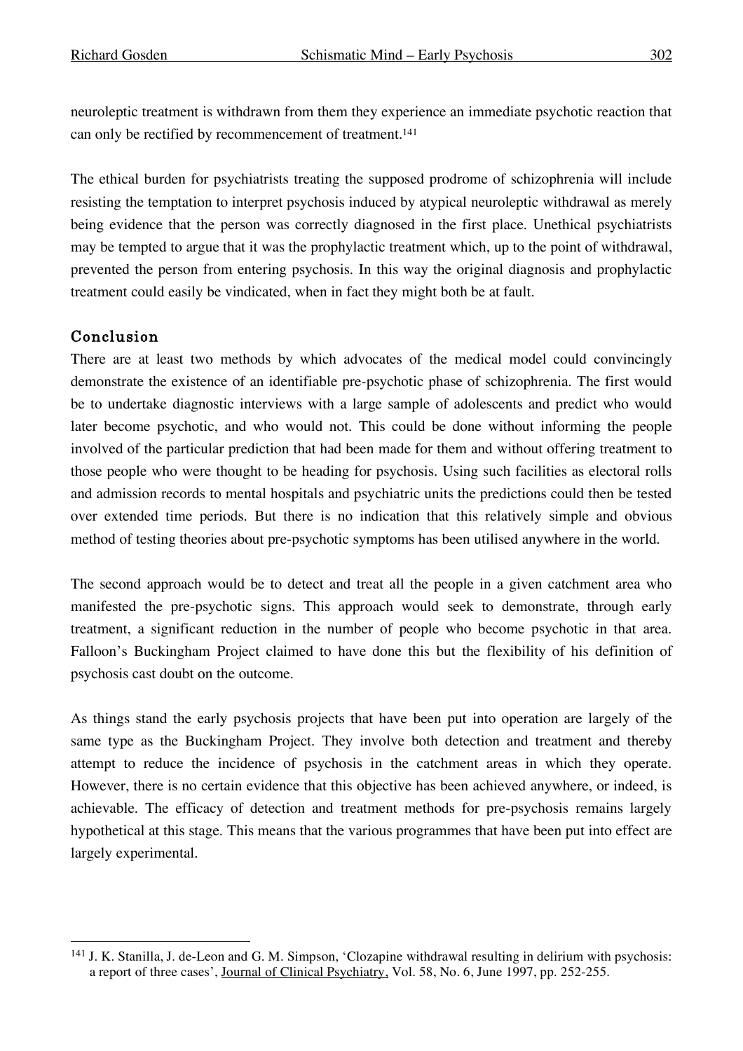neuroleptic treatment is withdrawn from them they experience an immediate psychotic reaction that can only be rectified by recommencement of treatment.[141]

The ethical burden for psychiatrists treating the supposed prodrome of schizophrenia will include resisting the temptation to interpret psychosis induced by atypical neuroleptic withdrawal as merely being evidence that the person was correctly diagnosed in the first place. Unethical psychiatrists may be tempted to argue that it was the prophylactic treatment which, up to the point of withdrawal, prevented the person from entering psychosis. In this way the original diagnosis and prophylactic treatment could easily be vindicated, when in fact they might both be at fault.

## Conclusion

There are at least two methods by which advocates of the medical model could convincingly demonstrate the existence of an identifiable pre-psychotic phase of schizophrenia. The first would be to undertake diagnostic interviews with a large sample of adolescents and predict who would later become psychotic, and who would not. This could be done without informing the people involved of the particular prediction that had been made for them and without offering treatment to those people who were thought to be heading for psychosis. Using such facilities as electoral rolls and admission records to mental hospitals and psychiatric units the predictions could then be tested over extended time periods. But there is no indication that this relatively simple and obvious method of testing theories about pre-psychotic symptoms has been utilised anywhere in the world.

The second approach would be to detect and treat all the people in a given catchment area who manifested the pre-psychotic signs. This approach would seek to demonstrate, through early treatment, a significant reduction in the number of people who become psychotic in that area. Falloon's Buckingham Project claimed to have done this but the flexibility of his definition of psychosis cast doubt on the outcome.

As things stand the early psychosis projects that have been put into operation are largely of the same type as the Buckingham Project. They involve both detection and treatment and thereby attempt to reduce the incidence of psychosis in the catchment areas in which they operate. However, there is no certain evidence that this objective has been achieved anywhere, or indeed, is achievable. The efficacy of detection and treatment methods for pre-psychosis remains largely hypothetical at this stage. This means that the various programmes that have been put into effect are largely experimental.

---

[141] J. K. Stanilla, J. de-Leon and G. M. Simpson, 'Clozapine withdrawal resulting in delirium with psychosis: a report of three cases', Journal of Clinical Psychiatry, Vol. 58, No. 6, June 1997, pp. 252-255.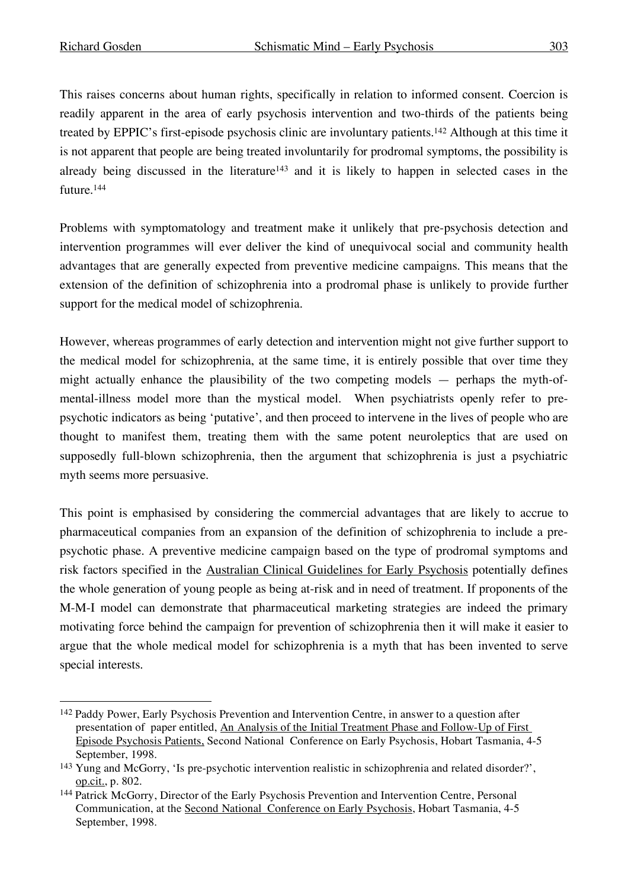This raises concerns about human rights, specifically in relation to informed consent. Coercion is readily apparent in the area of early psychosis intervention and two-thirds of the patients being treated by EPPIC's first-episode psychosis clinic are involuntary patients.[142] Although at this time it is not apparent that people are being treated involuntarily for prodromal symptoms, the possibility is already being discussed in the literature[143] and it is likely to happen in selected cases in the future.[144]

Problems with symptomatology and treatment make it unlikely that pre-psychosis detection and intervention programmes will ever deliver the kind of unequivocal social and community health advantages that are generally expected from preventive medicine campaigns. This means that the extension of the definition of schizophrenia into a prodromal phase is unlikely to provide further support for the medical model of schizophrenia.

However, whereas programmes of early detection and intervention might not give further support to the medical model for schizophrenia, at the same time, it is entirely possible that over time they might actually enhance the plausibility of the two competing models — perhaps the myth-of-mental-illness model more than the mystical model. When psychiatrists openly refer to pre-psychotic indicators as being 'putative', and then proceed to intervene in the lives of people who are thought to manifest them, treating them with the same potent neuroleptics that are used on supposedly full-blown schizophrenia, then the argument that schizophrenia is just a psychiatric myth seems more persuasive.

This point is emphasised by considering the commercial advantages that are likely to accrue to pharmaceutical companies from an expansion of the definition of schizophrenia to include a pre-psychotic phase. A preventive medicine campaign based on the type of prodromal symptoms and risk factors specified in the Australian Clinical Guidelines for Early Psychosis potentially defines the whole generation of young people as being at-risk and in need of treatment. If proponents of the M-M-I model can demonstrate that pharmaceutical marketing strategies are indeed the primary motivating force behind the campaign for prevention of schizophrenia then it will make it easier to argue that the whole medical model for schizophrenia is a myth that has been invented to serve special interests.

---

[142] Paddy Power, Early Psychosis Prevention and Intervention Centre, in answer to a question after presentation of paper entitled, An Analysis of the Initial Treatment Phase and Follow-Up of First Episode Psychosis Patients, Second National Conference on Early Psychosis, Hobart Tasmania, 4-5 September, 1998.

[143] Yung and McGorry, 'Is pre-psychotic intervention realistic in schizophrenia and related disorder?', op.cit., p. 802.

[144] Patrick McGorry, Director of the Early Psychosis Prevention and Intervention Centre, Personal Communication, at the Second National Conference on Early Psychosis, Hobart Tasmania, 4-5 September, 1998.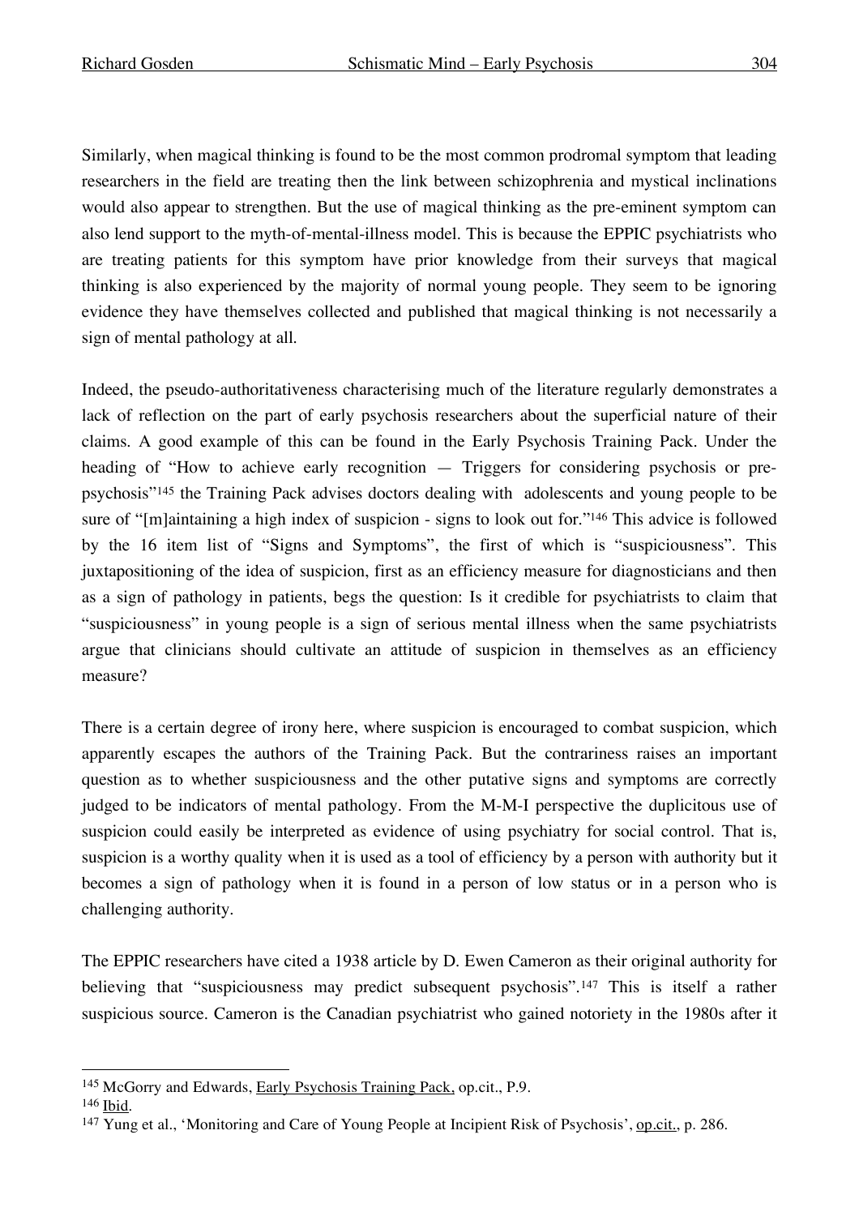Similarly, when magical thinking is found to be the most common prodromal symptom that leading researchers in the field are treating then the link between schizophrenia and mystical inclinations would also appear to strengthen. But the use of magical thinking as the pre-eminent symptom can also lend support to the myth-of-mental-illness model. This is because the EPPIC psychiatrists who are treating patients for this symptom have prior knowledge from their surveys that magical thinking is also experienced by the majority of normal young people. They seem to be ignoring evidence they have themselves collected and published that magical thinking is not necessarily a sign of mental pathology at all.

Indeed, the pseudo-authoritativeness characterising much of the literature regularly demonstrates a lack of reflection on the part of early psychosis researchers about the superficial nature of their claims. A good example of this can be found in the Early Psychosis Training Pack. Under the heading of "How to achieve early recognition — Triggers for considering psychosis or pre-psychosis"[145] the Training Pack advises doctors dealing with adolescents and young people to be sure of "[m]aintaining a high index of suspicion - signs to look out for."[146] This advice is followed by the 16 item list of "Signs and Symptoms", the first of which is "suspiciousness". This juxtapositioning of the idea of suspicion, first as an efficiency measure for diagnosticians and then as a sign of pathology in patients, begs the question: Is it credible for psychiatrists to claim that "suspiciousness" in young people is a sign of serious mental illness when the same psychiatrists argue that clinicians should cultivate an attitude of suspicion in themselves as an efficiency measure?

There is a certain degree of irony here, where suspicion is encouraged to combat suspicion, which apparently escapes the authors of the Training Pack. But the contrariness raises an important question as to whether suspiciousness and the other putative signs and symptoms are correctly judged to be indicators of mental pathology. From the M-M-I perspective the duplicitous use of suspicion could easily be interpreted as evidence of using psychiatry for social control. That is, suspicion is a worthy quality when it is used as a tool of efficiency by a person with authority but it becomes a sign of pathology when it is found in a person of low status or in a person who is challenging authority.

The EPPIC researchers have cited a 1938 article by D. Ewen Cameron as their original authority for believing that "suspiciousness may predict subsequent psychosis".[147] This is itself a rather suspicious source. Cameron is the Canadian psychiatrist who gained notoriety in the 1980s after it

---

[145] McGorry and Edwards, Early Psychosis Training Pack, op.cit., P.9.

[146] Ibid.

[147] Yung et al., 'Monitoring and Care of Young People at Incipient Risk of Psychosis', op.cit., p. 286.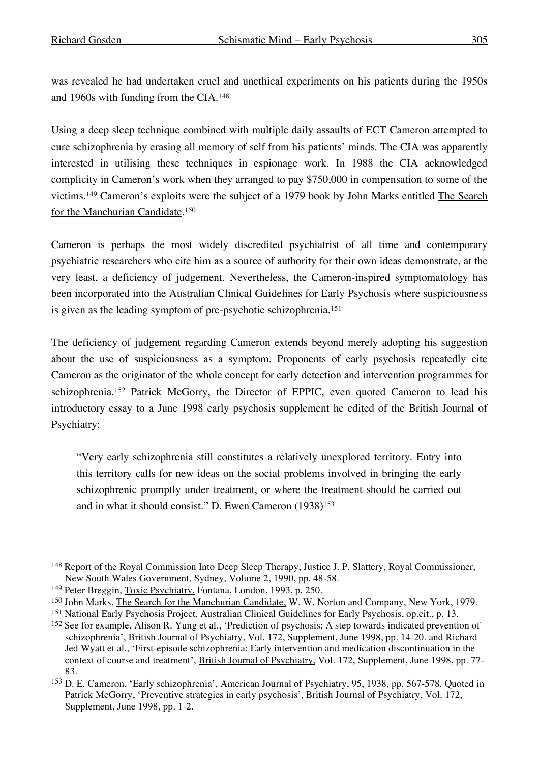was revealed he had undertaken cruel and unethical experiments on his patients during the 1950s and 1960s with funding from the CIA.[148]

Using a deep sleep technique combined with multiple daily assaults of ECT Cameron attempted to cure schizophrenia by erasing all memory of self from his patients' minds. The CIA was apparently interested in utilising these techniques in espionage work. In 1988 the CIA acknowledged complicity in Cameron's work when they arranged to pay $750,000 in compensation to some of the victims.[149] Cameron's exploits were the subject of a 1979 book by John Marks entitled The Search for the Manchurian Candidate.[150]

Cameron is perhaps the most widely discredited psychiatrist of all time and contemporary psychiatric researchers who cite him as a source of authority for their own ideas demonstrate, at the very least, a deficiency of judgement. Nevertheless, the Cameron-inspired symptomatology has been incorporated into the Australian Clinical Guidelines for Early Psychosis where suspiciousness is given as the leading symptom of pre-psychotic schizophrenia.[151]

The deficiency of judgement regarding Cameron extends beyond merely adopting his suggestion about the use of suspiciousness as a symptom. Proponents of early psychosis repeatedly cite Cameron as the originator of the whole concept for early detection and intervention programmes for schizophrenia.[152] Patrick McGorry, the Director of EPPIC, even quoted Cameron to lead his introductory essay to a June 1998 early psychosis supplement he edited of the British Journal of Psychiatry:

> "Very early schizophrenia still constitutes a relatively unexplored territory. Entry into this territory calls for new ideas on the social problems involved in bringing the early schizophrenic promptly under treatment, or where the treatment should be carried out and in what it should consist." D. Ewen Cameron (1938)[153]

---

[148] Report of the Royal Commission Into Deep Sleep Therapy, Justice J. P. Slattery, Royal Commissioner, New South Wales Government, Sydney, Volume 2, 1990, pp. 48-58.

[149] Peter Breggin, Toxic Psychiatry, Fontana, London, 1993, p. 250.

[150] John Marks, The Search for the Manchurian Candidate, W. W. Norton and Company, New York, 1979.

[151] National Early Psychosis Project, Australian Clinical Guidelines for Early Psychosis, op.cit., p. 13.

[152] See for example, Alison R. Yung et al., 'Prediction of psychosis: A step towards indicated prevention of schizophrenia', British Journal of Psychiatry, Vol. 172, Supplement, June 1998, pp. 14-20. and Richard Jed Wyatt et al., 'First-episode schizophrenia: Early intervention and medication discontinuation in the context of course and treatment', British Journal of Psychiatry, Vol. 172, Supplement, June 1998, pp. 77-83.

[153] D. E. Cameron, 'Early schizophrenia', American Journal of Psychiatry, 95, 1938, pp. 567-578. Quoted in Patrick McGorry, 'Preventive strategies in early psychosis', British Journal of Psychiatry, Vol. 172, Supplement, June 1998, pp. 1-2.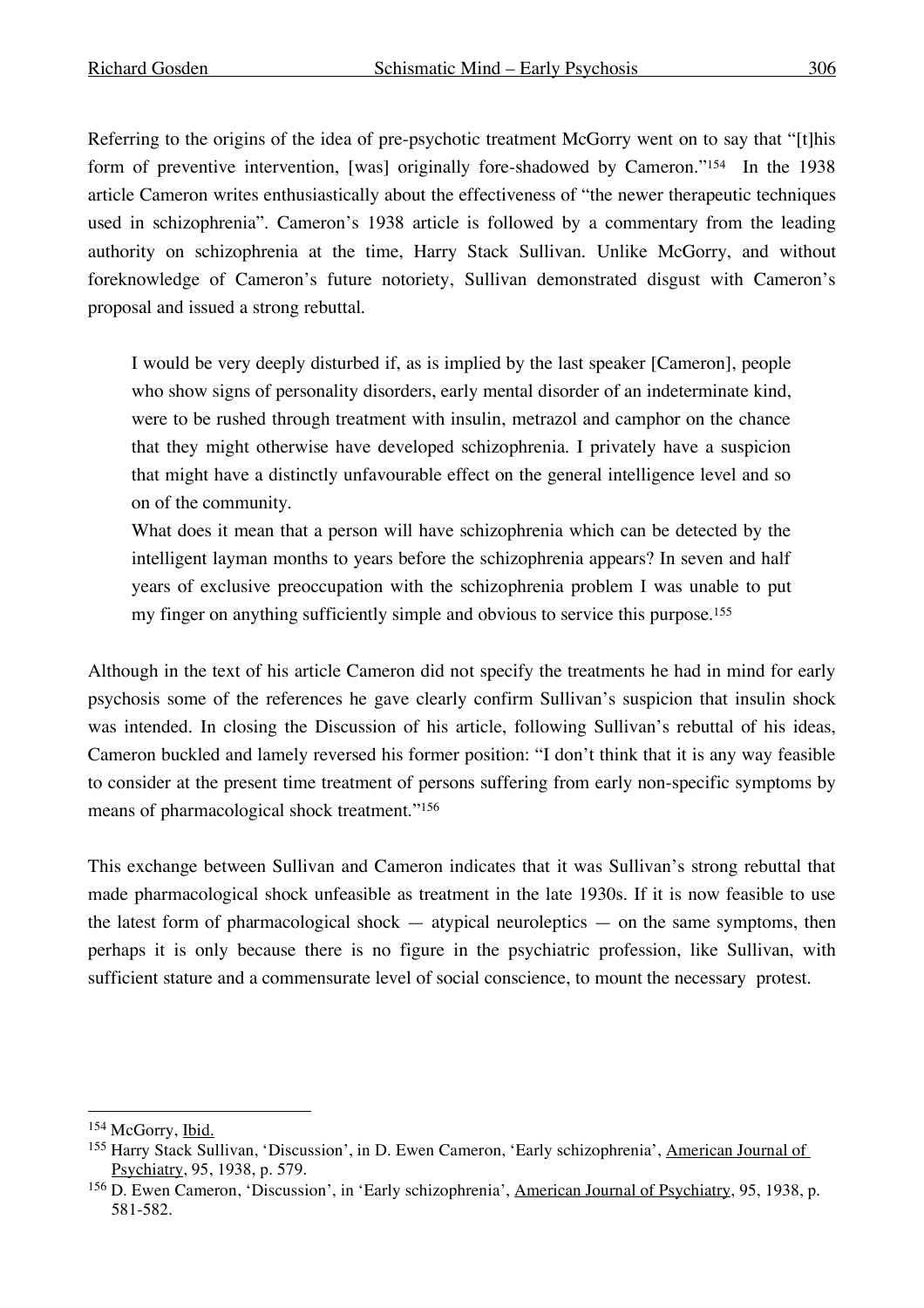Referring to the origins of the idea of pre-psychotic treatment McGorry went on to say that "[t]his form of preventive intervention, [was] originally fore-shadowed by Cameron."[154] In the 1938 article Cameron writes enthusiastically about the effectiveness of "the newer therapeutic techniques used in schizophrenia". Cameron's 1938 article is followed by a commentary from the leading authority on schizophrenia at the time, Harry Stack Sullivan. Unlike McGorry, and without foreknowledge of Cameron's future notoriety, Sullivan demonstrated disgust with Cameron's proposal and issued a strong rebuttal.

> I would be very deeply disturbed if, as is implied by the last speaker [Cameron], people who show signs of personality disorders, early mental disorder of an indeterminate kind, were to be rushed through treatment with insulin, metrazol and camphor on the chance that they might otherwise have developed schizophrenia. I privately have a suspicion that might have a distinctly unfavourable effect on the general intelligence level and so on of the community.
>
> What does it mean that a person will have schizophrenia which can be detected by the intelligent layman months to years before the schizophrenia appears? In seven and half years of exclusive preoccupation with the schizophrenia problem I was unable to put my finger on anything sufficiently simple and obvious to service this purpose.[155]

Although in the text of his article Cameron did not specify the treatments he had in mind for early psychosis some of the references he gave clearly confirm Sullivan's suspicion that insulin shock was intended. In closing the Discussion of his article, following Sullivan's rebuttal of his ideas, Cameron buckled and lamely reversed his former position: "I don't think that it is any way feasible to consider at the present time treatment of persons suffering from early non-specific symptoms by means of pharmacological shock treatment."[156]

This exchange between Sullivan and Cameron indicates that it was Sullivan's strong rebuttal that made pharmacological shock unfeasible as treatment in the late 1930s. If it is now feasible to use the latest form of pharmacological shock — atypical neuroleptics — on the same symptoms, then perhaps it is only because there is no figure in the psychiatric profession, like Sullivan, with sufficient stature and a commensurate level of social conscience, to mount the necessary protest.

---

[154] McGorry, Ibid.

[155] Harry Stack Sullivan, 'Discussion', in D. Ewen Cameron, 'Early schizophrenia', American Journal of Psychiatry, 95, 1938, p. 579.

[156] D. Ewen Cameron, 'Discussion', in 'Early schizophrenia', American Journal of Psychiatry, 95, 1938, p. 581-582.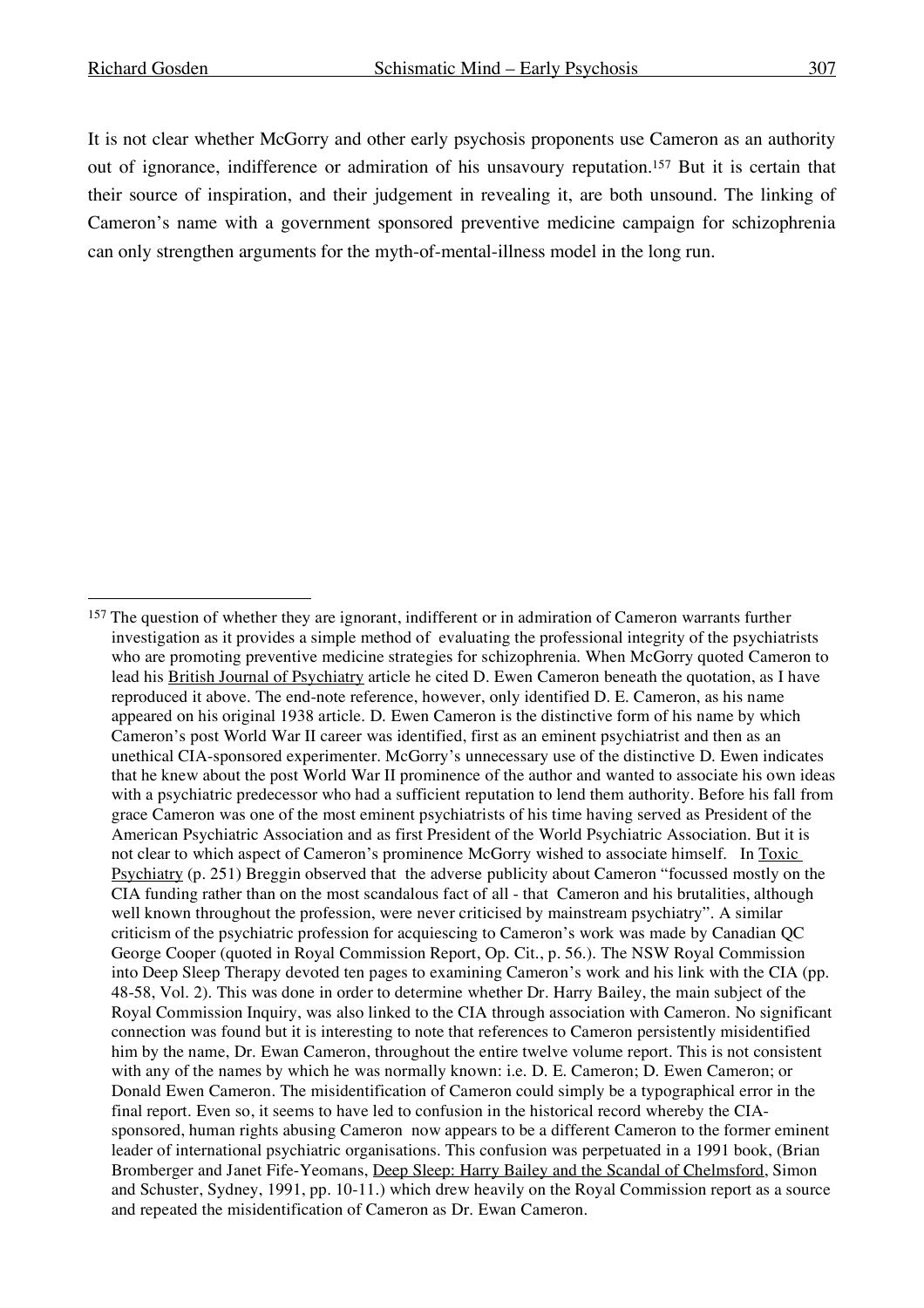It is not clear whether McGorry and other early psychosis proponents use Cameron as an authority out of ignorance, indifference or admiration of his unsavoury reputation.[157] But it is certain that their source of inspiration, and their judgement in revealing it, are both unsound. The linking of Cameron's name with a government sponsored preventive medicine campaign for schizophrenia can only strengthen arguments for the myth-of-mental-illness model in the long run.

---

[157] The question of whether they are ignorant, indifferent or in admiration of Cameron warrants further investigation as it provides a simple method of evaluating the professional integrity of the psychiatrists who are promoting preventive medicine strategies for schizophrenia. When McGorry quoted Cameron to lead his British Journal of Psychiatry article he cited D. Ewen Cameron beneath the quotation, as I have reproduced it above. The end-note reference, however, only identified D. E. Cameron, as his name appeared on his original 1938 article. D. Ewen Cameron is the distinctive form of his name by which Cameron's post World War II career was identified, first as an eminent psychiatrist and then as an unethical CIA-sponsored experimenter. McGorry's unnecessary use of the distinctive D. Ewen indicates that he knew about the post World War II prominence of the author and wanted to associate his own ideas with a psychiatric predecessor who had a sufficient reputation to lend them authority. Before his fall from grace Cameron was one of the most eminent psychiatrists of his time having served as President of the American Psychiatric Association and as first President of the World Psychiatric Association. But it is not clear to which aspect of Cameron's prominence McGorry wished to associate himself. In Toxic Psychiatry (p. 251) Breggin observed that the adverse publicity about Cameron "focussed mostly on the CIA funding rather than on the most scandalous fact of all - that Cameron and his brutalities, although well known throughout the profession, were never criticised by mainstream psychiatry". A similar criticism of the psychiatric profession for acquiescing to Cameron's work was made by Canadian QC George Cooper (quoted in Royal Commission Report, Op. Cit., p. 56.). The NSW Royal Commission into Deep Sleep Therapy devoted ten pages to examining Cameron's work and his link with the CIA (pp. 48-58, Vol. 2). This was done in order to determine whether Dr. Harry Bailey, the main subject of the Royal Commission Inquiry, was also linked to the CIA through association with Cameron. No significant connection was found but it is interesting to note that references to Cameron persistently misidentified him by the name, Dr. Ewan Cameron, throughout the entire twelve volume report. This is not consistent with any of the names by which he was normally known: i.e. D. E. Cameron; D. Ewen Cameron; or Donald Ewen Cameron. The misidentification of Cameron could simply be a typographical error in the final report. Even so, it seems to have led to confusion in the historical record whereby the CIA-sponsored, human rights abusing Cameron now appears to be a different Cameron to the former eminent leader of international psychiatric organisations. This confusion was perpetuated in a 1991 book, (Brian Bromberger and Janet Fife-Yeomans, Deep Sleep: Harry Bailey and the Scandal of Chelmsford, Simon and Schuster, Sydney, 1991, pp. 10-11.) which drew heavily on the Royal Commission report as a source and repeated the misidentification of Cameron as Dr. Ewan Cameron.